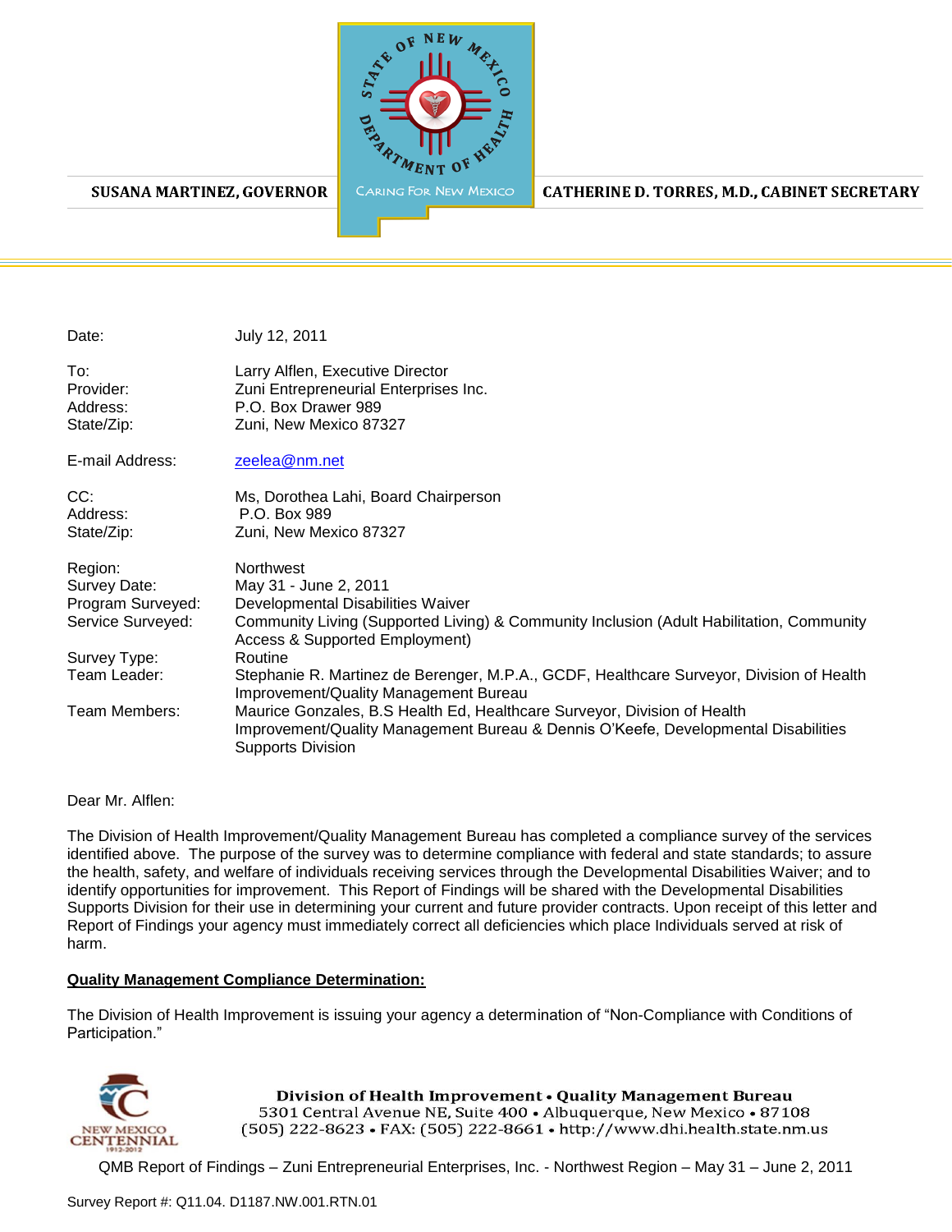SUSANA MARTINEZ, GOVERNOR

STATE OF NEW MEXICO DEPARTMENT OF HEALTH

CARING FOR NEW MEXICO

CATHERINE D. TORRES, M.D., CABINET SECRETARY

| | |
|---|---|
| Date: | July 12, 2011 |
| To: | Larry Alflen, Executive Director |
| Provider: | Zuni Entrepreneurial Enterprises Inc. |
| Address: | P.O. Box Drawer 989 |
| State/Zip: | Zuni, New Mexico 87327 |
| E-mail Address: | zeelea@nm.net |
| CC: | Ms, Dorothea Lahi, Board Chairperson |
| Address: | P.O. Box 989 |
| State/Zip: | Zuni, New Mexico 87327 |
| Region: | Northwest |
| Survey Date: | May 31 - June 2, 2011 |
| Program Surveyed: | Developmental Disabilities Waiver |
| Service Surveyed: | Community Living (Supported Living) & Community Inclusion (Adult Habilitation, Community Access & Supported Employment) |
| Survey Type: | Routine |
| Team Leader: | Stephanie R. Martinez de Berenger, M.P.A., GCDF, Healthcare Surveyor, Division of Health Improvement/Quality Management Bureau |
| Team Members: | Maurice Gonzales, B.S Health Ed, Healthcare Surveyor, Division of Health Improvement/Quality Management Bureau & Dennis O'Keefe, Developmental Disabilities Supports Division |

Dear Mr. Alflen:

The Division of Health Improvement/Quality Management Bureau has completed a compliance survey of the services identified above. The purpose of the survey was to determine compliance with federal and state standards; to assure the health, safety, and welfare of individuals receiving services through the Developmental Disabilities Waiver; and to identify opportunities for improvement. This Report of Findings will be shared with the Developmental Disabilities Supports Division for their use in determining your current and future provider contracts. Upon receipt of this letter and Report of Findings your agency must immediately correct all deficiencies which place Individuals served at risk of harm.

**Quality Management Compliance Determination:**

The Division of Health Improvement is issuing your agency a determination of "Non-Compliance with Conditions of Participation."

Division of Health Improvement • Quality Management Bureau
5301 Central Avenue NE, Suite 400 • Albuquerque, New Mexico • 87108
(505) 222-8623 • FAX: (505) 222-8661 • http://www.dhi.health.state.nm.us

QMB Report of Findings – Zuni Entrepreneurial Enterprises, Inc. - Northwest Region – May 31 – June 2, 2011

Survey Report #: Q11.04. D1187.NW.001.RTN.01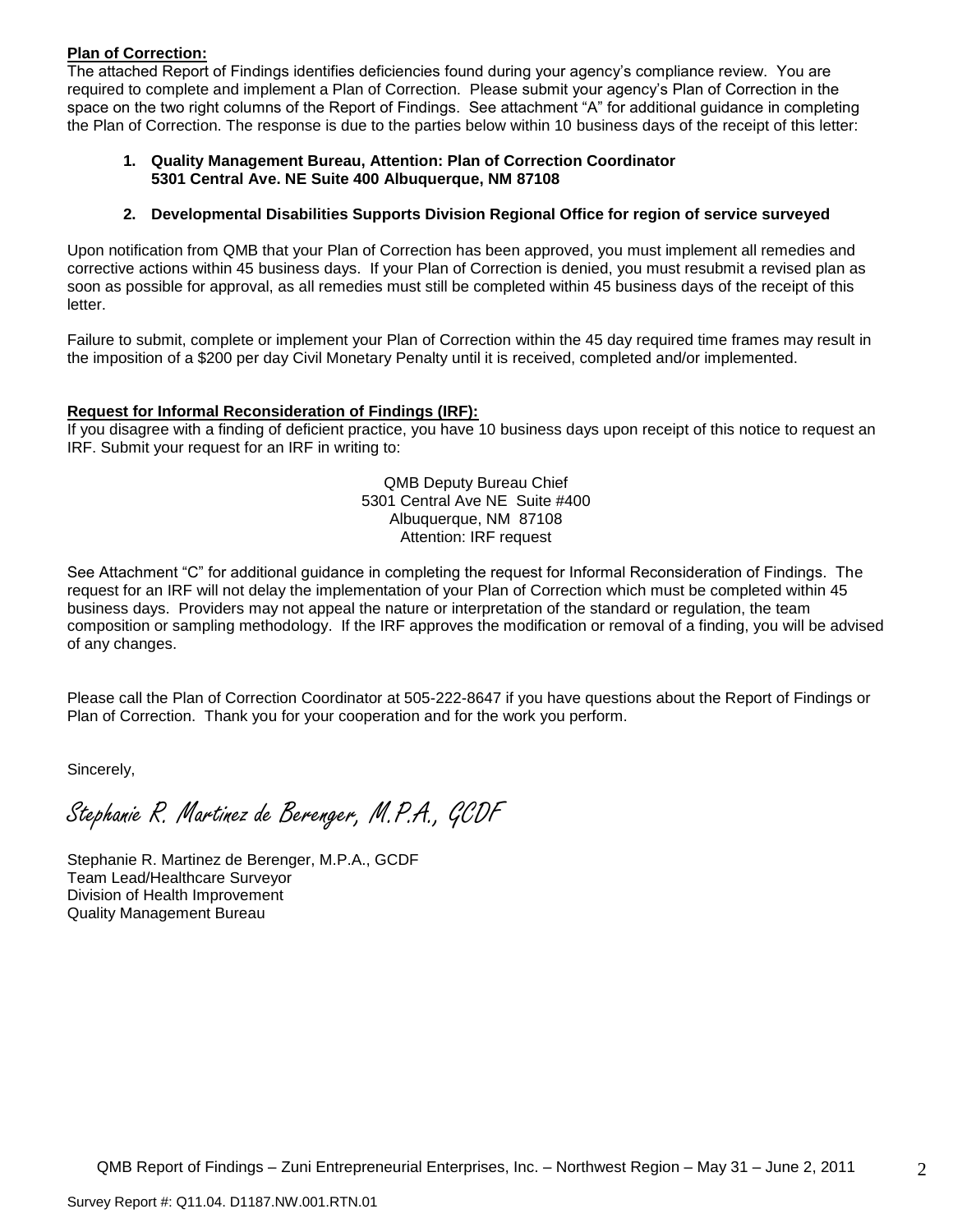**Plan of Correction:**

The attached Report of Findings identifies deficiencies found during your agency's compliance review. You are required to complete and implement a Plan of Correction. Please submit your agency's Plan of Correction in the space on the two right columns of the Report of Findings. See attachment "A" for additional guidance in completing the Plan of Correction. The response is due to the parties below within 10 business days of the receipt of this letter:

1. **Quality Management Bureau, Attention: Plan of Correction Coordinator 5301 Central Ave. NE Suite 400 Albuquerque, NM 87108**

2. **Developmental Disabilities Supports Division Regional Office for region of service surveyed**

Upon notification from QMB that your Plan of Correction has been approved, you must implement all remedies and corrective actions within 45 business days. If your Plan of Correction is denied, you must resubmit a revised plan as soon as possible for approval, as all remedies must still be completed within 45 business days of the receipt of this letter.

Failure to submit, complete or implement your Plan of Correction within the 45 day required time frames may result in the imposition of a $200 per day Civil Monetary Penalty until it is received, completed and/or implemented.

**Request for Informal Reconsideration of Findings (IRF):**

If you disagree with a finding of deficient practice, you have 10 business days upon receipt of this notice to request an IRF. Submit your request for an IRF in writing to:

QMB Deputy Bureau Chief
5301 Central Ave NE Suite #400
Albuquerque, NM 87108
Attention: IRF request

See Attachment "C" for additional guidance in completing the request for Informal Reconsideration of Findings. The request for an IRF will not delay the implementation of your Plan of Correction which must be completed within 45 business days. Providers may not appeal the nature or interpretation of the standard or regulation, the team composition or sampling methodology. If the IRF approves the modification or removal of a finding, you will be advised of any changes.

Please call the Plan of Correction Coordinator at 505-222-8647 if you have questions about the Report of Findings or Plan of Correction. Thank you for your cooperation and for the work you perform.

Sincerely,

*Stephanie R. Martinez de Berenger, M.P.A., GCDF*

Stephanie R. Martinez de Berenger, M.P.A., GCDF
Team Lead/Healthcare Surveyor
Division of Health Improvement
Quality Management Bureau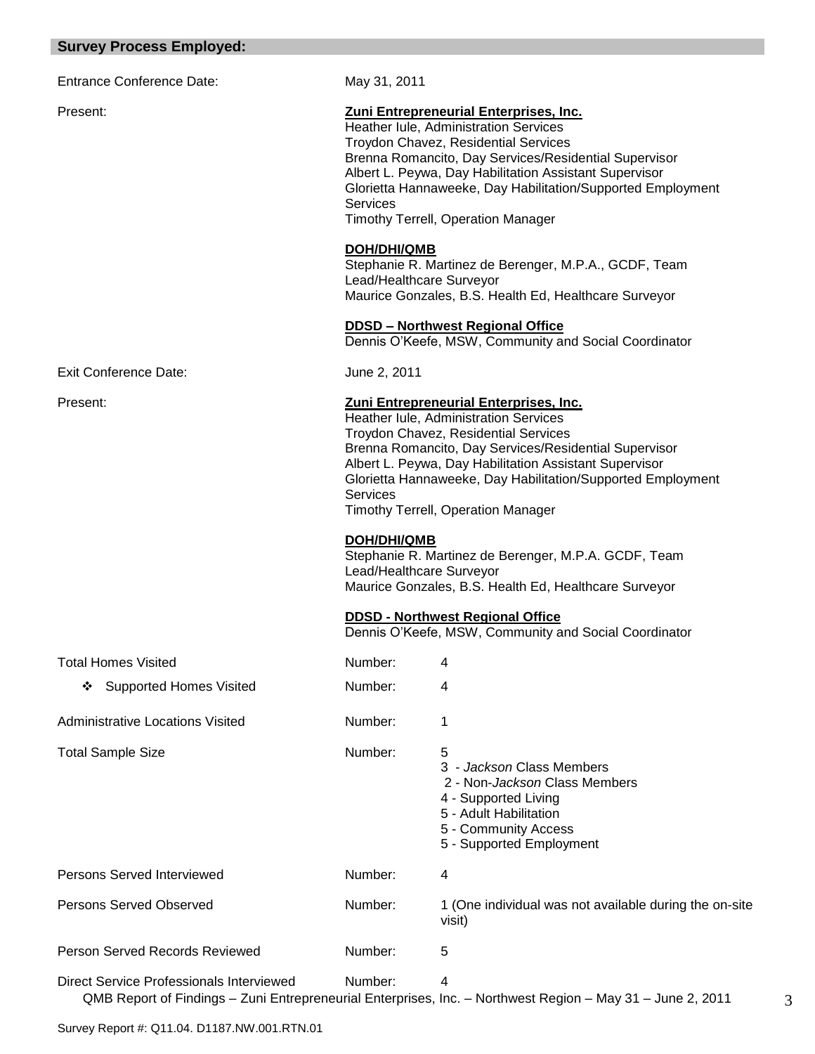## Survey Process Employed:

Entrance Conference Date: May 31, 2011

Present:

**Zuni Entrepreneurial Enterprises, Inc.**
Heather Iule, Administration Services
Troydon Chavez, Residential Services
Brenna Romancito, Day Services/Residential Supervisor
Albert L. Peywa, Day Habilitation Assistant Supervisor
Glorietta Hannaweeke, Day Habilitation/Supported Employment Services
Timothy Terrell, Operation Manager

**DOH/DHI/QMB**
Stephanie R. Martinez de Berenger, M.P.A., GCDF, Team Lead/Healthcare Surveyor
Maurice Gonzales, B.S. Health Ed, Healthcare Surveyor

**DDSD – Northwest Regional Office**
Dennis O'Keefe, MSW, Community and Social Coordinator

Exit Conference Date: June 2, 2011

Present:

**Zuni Entrepreneurial Enterprises, Inc.**
Heather Iule, Administration Services
Troydon Chavez, Residential Services
Brenna Romancito, Day Services/Residential Supervisor
Albert L. Peywa, Day Habilitation Assistant Supervisor
Glorietta Hannaweeke, Day Habilitation/Supported Employment Services
Timothy Terrell, Operation Manager

**DOH/DHI/QMB**
Stephanie R. Martinez de Berenger, M.P.A. GCDF, Team Lead/Healthcare Surveyor
Maurice Gonzales, B.S. Health Ed, Healthcare Surveyor

**DDSD - Northwest Regional Office**
Dennis O'Keefe, MSW, Community and Social Coordinator

| | | |
|---|---|---|
| Total Homes Visited | Number: | 4 |
| ❖ Supported Homes Visited | Number: | 4 |
| Administrative Locations Visited | Number: | 1 |
| Total Sample Size | Number: | 5<br>3 - *Jackson* Class Members<br>2 - Non-*Jackson* Class Members<br>4 - Supported Living<br>5 - Adult Habilitation<br>5 - Community Access<br>5 - Supported Employment |
| Persons Served Interviewed | Number: | 4 |
| Persons Served Observed | Number: | 1 (One individual was not available during the on-site visit) |
| Person Served Records Reviewed | Number: | 5 |
| Direct Service Professionals Interviewed | Number: | 4 |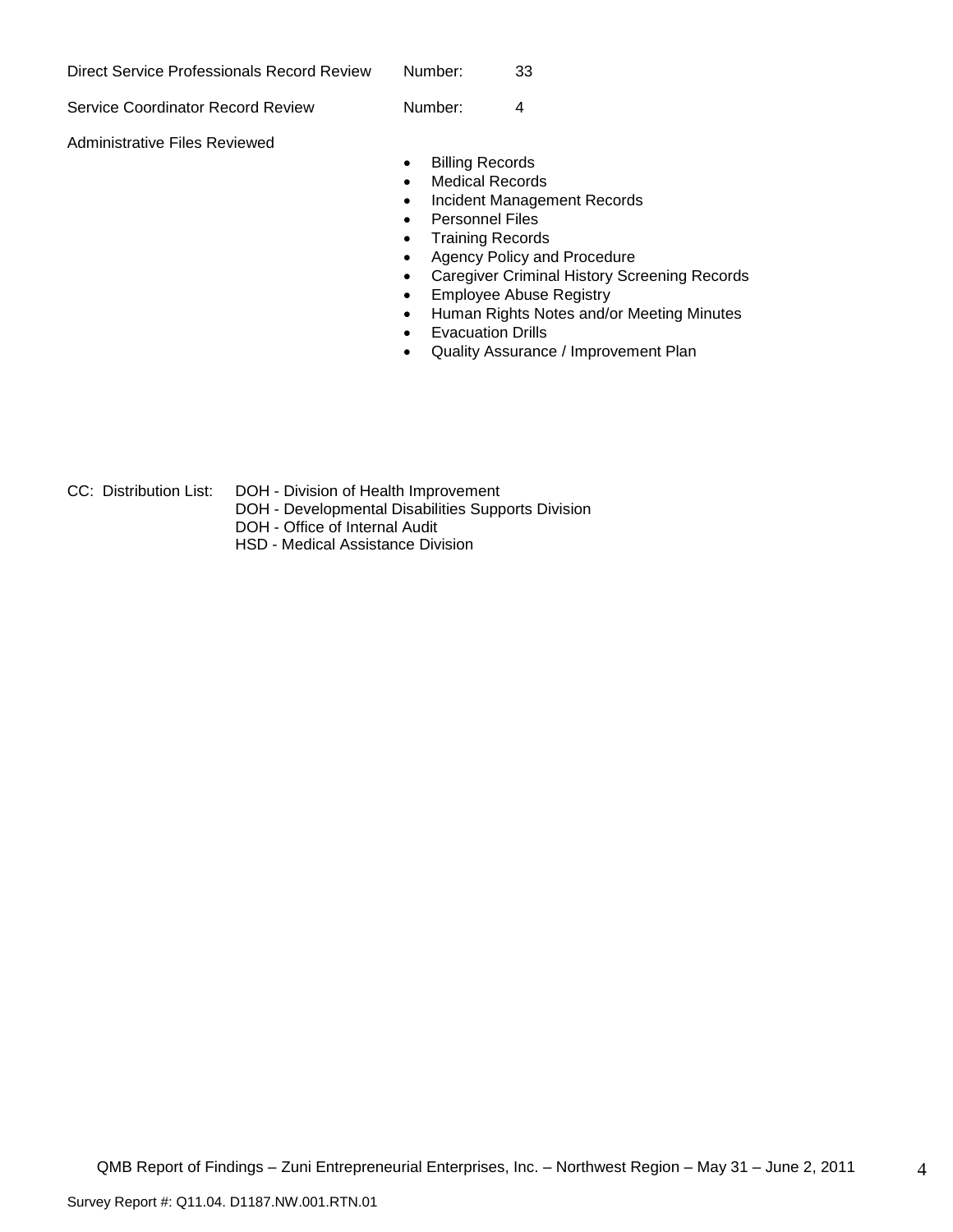Direct Service Professionals Record Review Number: 33

Service Coordinator Record Review Number: 4

Administrative Files Reviewed

- Billing Records
- Medical Records
- Incident Management Records
- Personnel Files
- Training Records
- Agency Policy and Procedure
- Caregiver Criminal History Screening Records
- Employee Abuse Registry
- Human Rights Notes and/or Meeting Minutes
- Evacuation Drills
- Quality Assurance / Improvement Plan

CC: Distribution List: DOH - Division of Health Improvement
DOH - Developmental Disabilities Supports Division
DOH - Office of Internal Audit
HSD - Medical Assistance Division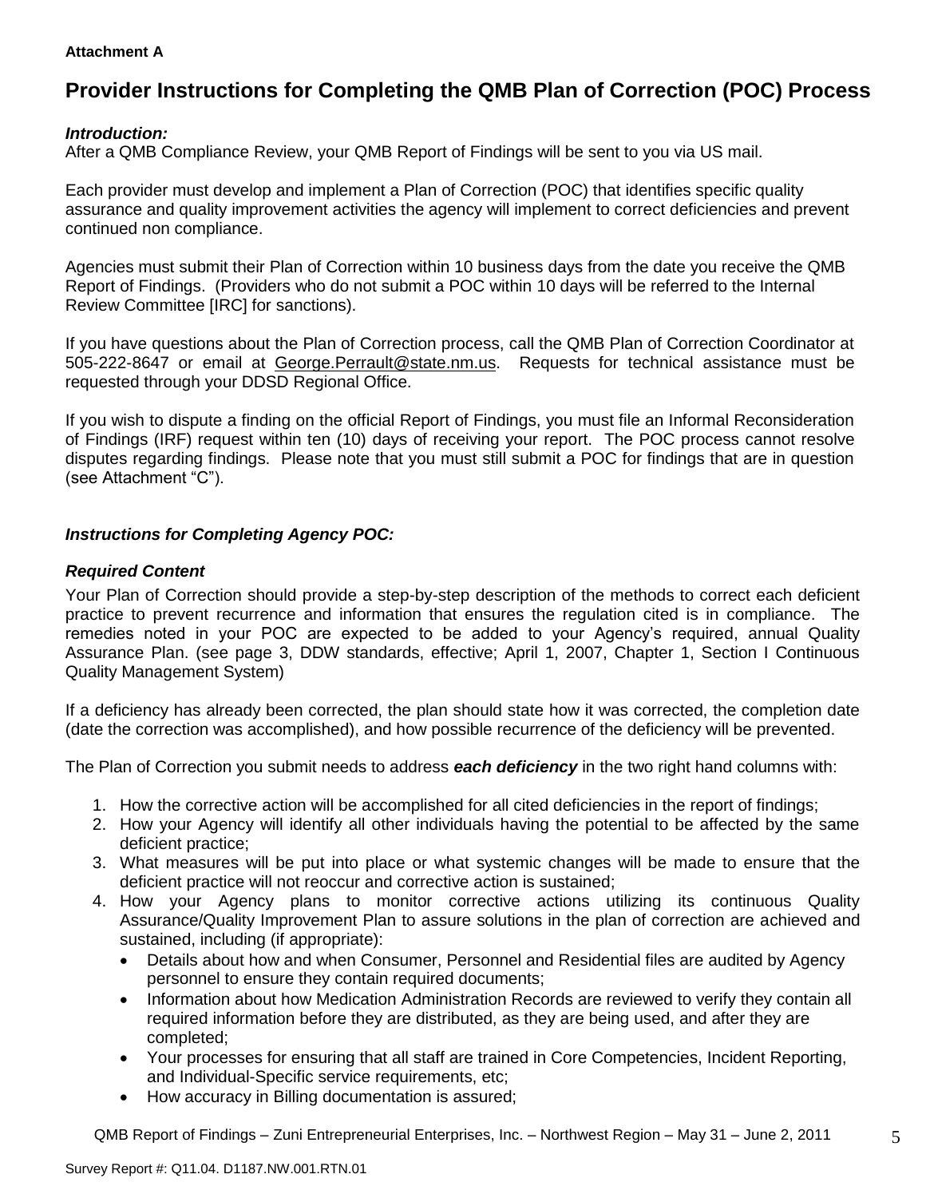**Attachment A**

# Provider Instructions for Completing the QMB Plan of Correction (POC) Process

***Introduction:***

After a QMB Compliance Review, your QMB Report of Findings will be sent to you via US mail.

Each provider must develop and implement a Plan of Correction (POC) that identifies specific quality assurance and quality improvement activities the agency will implement to correct deficiencies and prevent continued non compliance.

Agencies must submit their Plan of Correction within 10 business days from the date you receive the QMB Report of Findings. (Providers who do not submit a POC within 10 days will be referred to the Internal Review Committee [IRC] for sanctions).

If you have questions about the Plan of Correction process, call the QMB Plan of Correction Coordinator at 505-222-8647 or email at George.Perrault@state.nm.us. Requests for technical assistance must be requested through your DDSD Regional Office.

If you wish to dispute a finding on the official Report of Findings, you must file an Informal Reconsideration of Findings (IRF) request within ten (10) days of receiving your report. The POC process cannot resolve disputes regarding findings. Please note that you must still submit a POC for findings that are in question (see Attachment "C").

***Instructions for Completing Agency POC:***

***Required Content***

Your Plan of Correction should provide a step-by-step description of the methods to correct each deficient practice to prevent recurrence and information that ensures the regulation cited is in compliance. The remedies noted in your POC are expected to be added to your Agency's required, annual Quality Assurance Plan. (see page 3, DDW standards, effective; April 1, 2007, Chapter 1, Section I Continuous Quality Management System)

If a deficiency has already been corrected, the plan should state how it was corrected, the completion date (date the correction was accomplished), and how possible recurrence of the deficiency will be prevented.

The Plan of Correction you submit needs to address ***each deficiency*** in the two right hand columns with:

1. How the corrective action will be accomplished for all cited deficiencies in the report of findings;
2. How your Agency will identify all other individuals having the potential to be affected by the same deficient practice;
3. What measures will be put into place or what systemic changes will be made to ensure that the deficient practice will not reoccur and corrective action is sustained;
4. How your Agency plans to monitor corrective actions utilizing its continuous Quality Assurance/Quality Improvement Plan to assure solutions in the plan of correction are achieved and sustained, including (if appropriate):
   - Details about how and when Consumer, Personnel and Residential files are audited by Agency personnel to ensure they contain required documents;
   - Information about how Medication Administration Records are reviewed to verify they contain all required information before they are distributed, as they are being used, and after they are completed;
   - Your processes for ensuring that all staff are trained in Core Competencies, Incident Reporting, and Individual-Specific service requirements, etc;
   - How accuracy in Billing documentation is assured;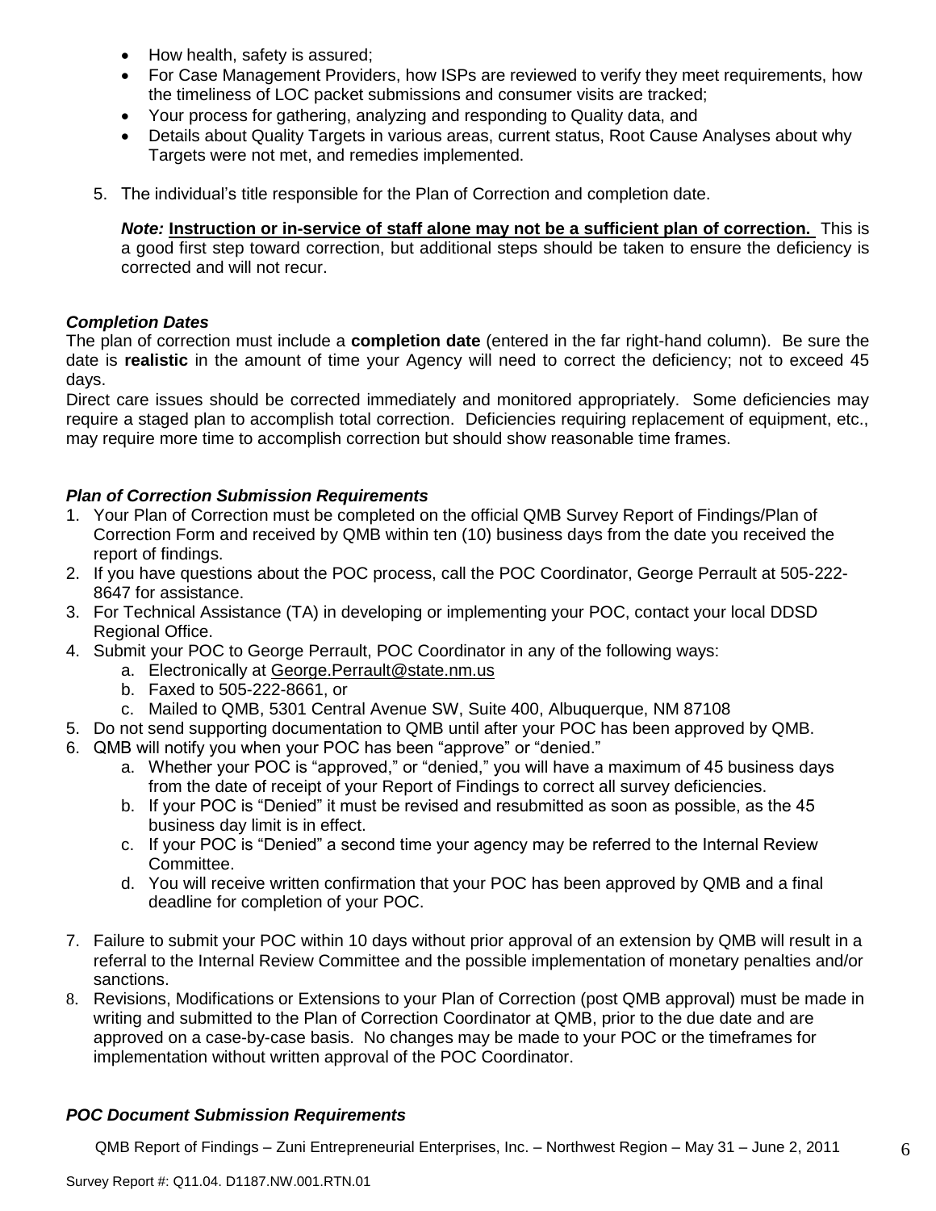- How health, safety is assured;
- For Case Management Providers, how ISPs are reviewed to verify they meet requirements, how the timeliness of LOC packet submissions and consumer visits are tracked;
- Your process for gathering, analyzing and responding to Quality data, and
- Details about Quality Targets in various areas, current status, Root Cause Analyses about why Targets were not met, and remedies implemented.

5. The individual's title responsible for the Plan of Correction and completion date.

   ***Note:*** **Instruction or in-service of staff alone may not be a sufficient plan of correction.** This is a good first step toward correction, but additional steps should be taken to ensure the deficiency is corrected and will not recur.

### *Completion Dates*

The plan of correction must include a **completion date** (entered in the far right-hand column). Be sure the date is **realistic** in the amount of time your Agency will need to correct the deficiency; not to exceed 45 days.

Direct care issues should be corrected immediately and monitored appropriately. Some deficiencies may require a staged plan to accomplish total correction. Deficiencies requiring replacement of equipment, etc., may require more time to accomplish correction but should show reasonable time frames.

### *Plan of Correction Submission Requirements*

1. Your Plan of Correction must be completed on the official QMB Survey Report of Findings/Plan of Correction Form and received by QMB within ten (10) business days from the date you received the report of findings.
2. If you have questions about the POC process, call the POC Coordinator, George Perrault at 505-222-8647 for assistance.
3. For Technical Assistance (TA) in developing or implementing your POC, contact your local DDSD Regional Office.
4. Submit your POC to George Perrault, POC Coordinator in any of the following ways:
   a. Electronically at George.Perrault@state.nm.us
   b. Faxed to 505-222-8661, or
   c. Mailed to QMB, 5301 Central Avenue SW, Suite 400, Albuquerque, NM 87108
5. Do not send supporting documentation to QMB until after your POC has been approved by QMB.
6. QMB will notify you when your POC has been "approve" or "denied."
   a. Whether your POC is "approved," or "denied," you will have a maximum of 45 business days from the date of receipt of your Report of Findings to correct all survey deficiencies.
   b. If your POC is "Denied" it must be revised and resubmitted as soon as possible, as the 45 business day limit is in effect.
   c. If your POC is "Denied" a second time your agency may be referred to the Internal Review Committee.
   d. You will receive written confirmation that your POC has been approved by QMB and a final deadline for completion of your POC.
7. Failure to submit your POC within 10 days without prior approval of an extension by QMB will result in a referral to the Internal Review Committee and the possible implementation of monetary penalties and/or sanctions.
8. Revisions, Modifications or Extensions to your Plan of Correction (post QMB approval) must be made in writing and submitted to the Plan of Correction Coordinator at QMB, prior to the due date and are approved on a case-by-case basis. No changes may be made to your POC or the timeframes for implementation without written approval of the POC Coordinator.

### *POC Document Submission Requirements*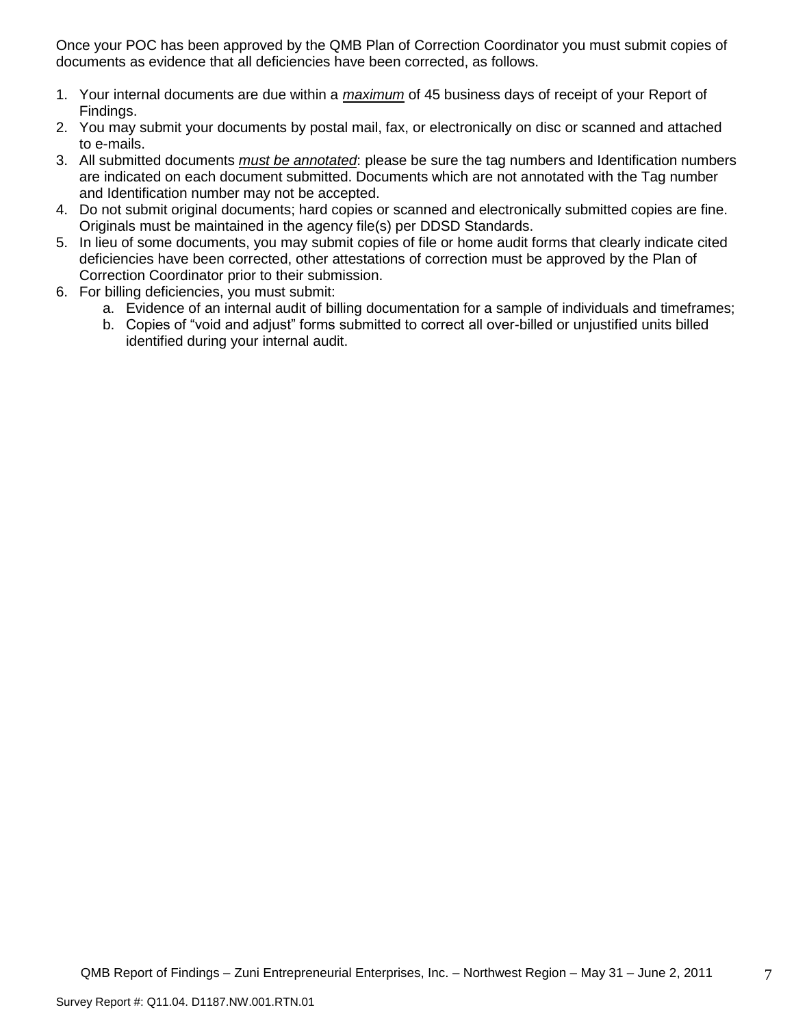Once your POC has been approved by the QMB Plan of Correction Coordinator you must submit copies of documents as evidence that all deficiencies have been corrected, as follows.

1. Your internal documents are due within a ***maximum*** of 45 business days of receipt of your Report of Findings.
2. You may submit your documents by postal mail, fax, or electronically on disc or scanned and attached to e-mails.
3. All submitted documents ***must be annotated***: please be sure the tag numbers and Identification numbers are indicated on each document submitted. Documents which are not annotated with the Tag number and Identification number may not be accepted.
4. Do not submit original documents; hard copies or scanned and electronically submitted copies are fine. Originals must be maintained in the agency file(s) per DDSD Standards.
5. In lieu of some documents, you may submit copies of file or home audit forms that clearly indicate cited deficiencies have been corrected, other attestations of correction must be approved by the Plan of Correction Coordinator prior to their submission.
6. For billing deficiencies, you must submit:
   a. Evidence of an internal audit of billing documentation for a sample of individuals and timeframes;
   b. Copies of "void and adjust" forms submitted to correct all over-billed or unjustified units billed identified during your internal audit.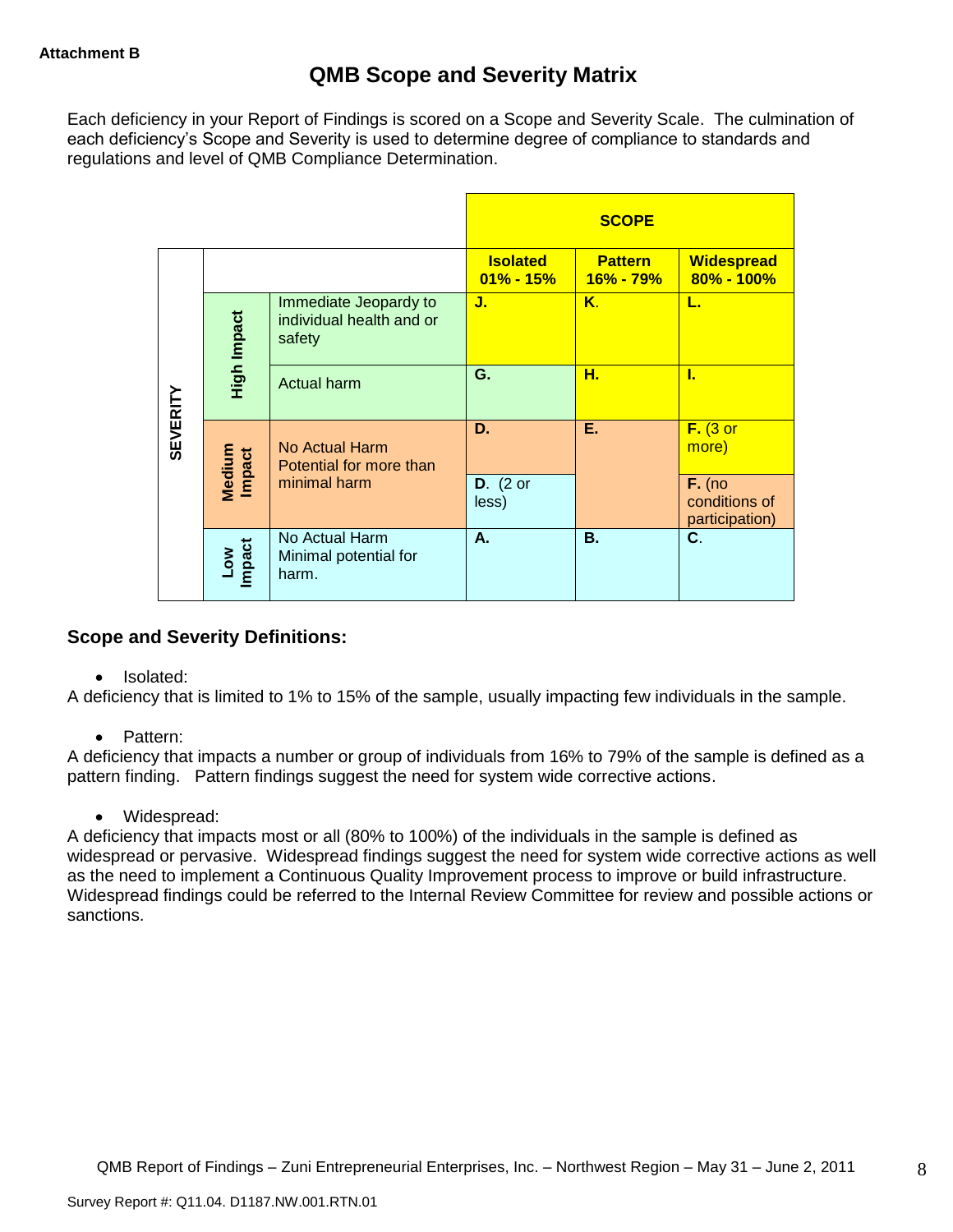**Attachment B**

# QMB Scope and Severity Matrix

Each deficiency in your Report of Findings is scored on a Scope and Severity Scale. The culmination of each deficiency's Scope and Severity is used to determine degree of compliance to standards and regulations and level of QMB Compliance Determination.

| | | | SCOPE | | |
|---|---|---|---|---|---|
| | | | **Isolated 01% - 15%** | **Pattern 16% - 79%** | **Widespread 80% - 100%** |
| SEVERITY | High Impact | Immediate Jeopardy to individual health and or safety | **J.** | **K.** | **L.** |
| | High Impact | Actual harm | **G.** | **H.** | **I.** |
| | Medium Impact | No Actual Harm Potential for more than minimal harm | **D.** | **E.** | **F.** (3 or more) |
| | Medium Impact | | **D.** (2 or less) | | **F.** (no conditions of participation) |
| | Low Impact | No Actual Harm Minimal potential for harm. | **A.** | **B.** | **C.** |

## Scope and Severity Definitions:

- Isolated:

A deficiency that is limited to 1% to 15% of the sample, usually impacting few individuals in the sample.

- Pattern:

A deficiency that impacts a number or group of individuals from 16% to 79% of the sample is defined as a pattern finding. Pattern findings suggest the need for system wide corrective actions.

- Widespread:

A deficiency that impacts most or all (80% to 100%) of the individuals in the sample is defined as widespread or pervasive. Widespread findings suggest the need for system wide corrective actions as well as the need to implement a Continuous Quality Improvement process to improve or build infrastructure. Widespread findings could be referred to the Internal Review Committee for review and possible actions or sanctions.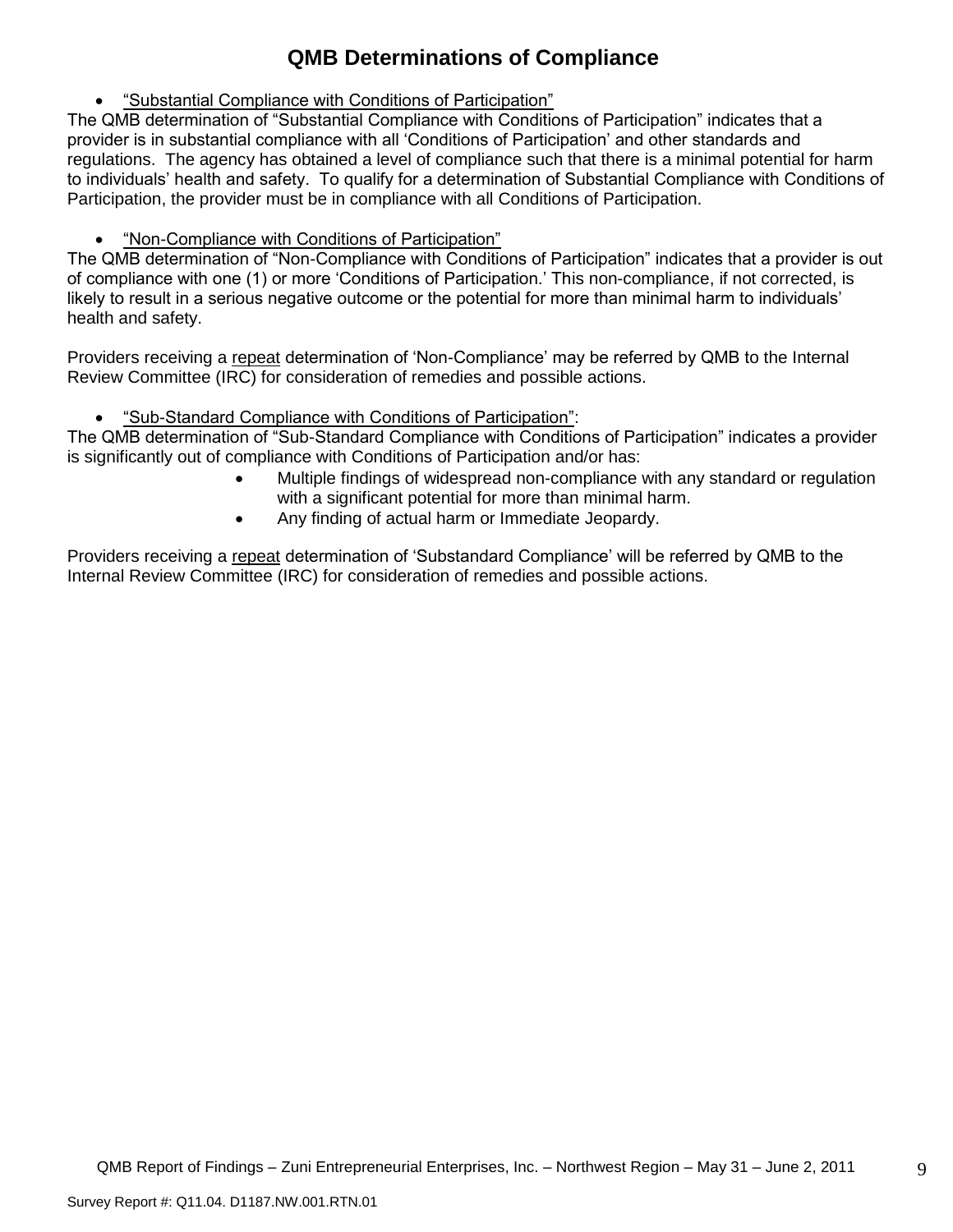# QMB Determinations of Compliance

- "Substantial Compliance with Conditions of Participation"

The QMB determination of "Substantial Compliance with Conditions of Participation" indicates that a provider is in substantial compliance with all 'Conditions of Participation' and other standards and regulations. The agency has obtained a level of compliance such that there is a minimal potential for harm to individuals' health and safety. To qualify for a determination of Substantial Compliance with Conditions of Participation, the provider must be in compliance with all Conditions of Participation.

- "Non-Compliance with Conditions of Participation"

The QMB determination of "Non-Compliance with Conditions of Participation" indicates that a provider is out of compliance with one (1) or more 'Conditions of Participation.' This non-compliance, if not corrected, is likely to result in a serious negative outcome or the potential for more than minimal harm to individuals' health and safety.

Providers receiving a repeat determination of 'Non-Compliance' may be referred by QMB to the Internal Review Committee (IRC) for consideration of remedies and possible actions.

- "Sub-Standard Compliance with Conditions of Participation":

The QMB determination of "Sub-Standard Compliance with Conditions of Participation" indicates a provider is significantly out of compliance with Conditions of Participation and/or has:

- Multiple findings of widespread non-compliance with any standard or regulation with a significant potential for more than minimal harm.
- Any finding of actual harm or Immediate Jeopardy.

Providers receiving a repeat determination of 'Substandard Compliance' will be referred by QMB to the Internal Review Committee (IRC) for consideration of remedies and possible actions.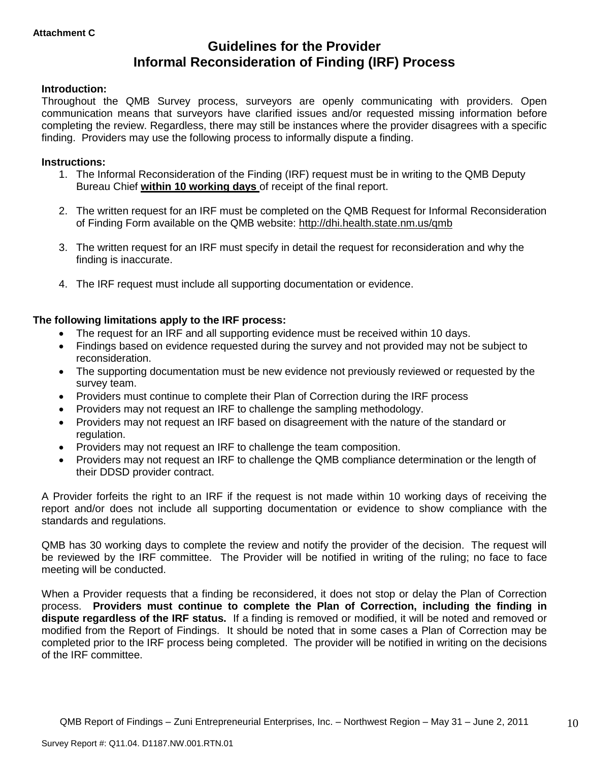**Attachment C**

# Guidelines for the Provider
# Informal Reconsideration of Finding (IRF) Process

**Introduction:**
Throughout the QMB Survey process, surveyors are openly communicating with providers. Open communication means that surveyors have clarified issues and/or requested missing information before completing the review. Regardless, there may still be instances where the provider disagrees with a specific finding. Providers may use the following process to informally dispute a finding.

**Instructions:**

1. The Informal Reconsideration of the Finding (IRF) request must be in writing to the QMB Deputy Bureau Chief **within 10 working days** of receipt of the final report.

2. The written request for an IRF must be completed on the QMB Request for Informal Reconsideration of Finding Form available on the QMB website: http://dhi.health.state.nm.us/qmb

3. The written request for an IRF must specify in detail the request for reconsideration and why the finding is inaccurate.

4. The IRF request must include all supporting documentation or evidence.

**The following limitations apply to the IRF process:**

- The request for an IRF and all supporting evidence must be received within 10 days.
- Findings based on evidence requested during the survey and not provided may not be subject to reconsideration.
- The supporting documentation must be new evidence not previously reviewed or requested by the survey team.
- Providers must continue to complete their Plan of Correction during the IRF process
- Providers may not request an IRF to challenge the sampling methodology.
- Providers may not request an IRF based on disagreement with the nature of the standard or regulation.
- Providers may not request an IRF to challenge the team composition.
- Providers may not request an IRF to challenge the QMB compliance determination or the length of their DDSD provider contract.

A Provider forfeits the right to an IRF if the request is not made within 10 working days of receiving the report and/or does not include all supporting documentation or evidence to show compliance with the standards and regulations.

QMB has 30 working days to complete the review and notify the provider of the decision. The request will be reviewed by the IRF committee. The Provider will be notified in writing of the ruling; no face to face meeting will be conducted.

When a Provider requests that a finding be reconsidered, it does not stop or delay the Plan of Correction process. **Providers must continue to complete the Plan of Correction, including the finding in dispute regardless of the IRF status.** If a finding is removed or modified, it will be noted and removed or modified from the Report of Findings. It should be noted that in some cases a Plan of Correction may be completed prior to the IRF process being completed. The provider will be notified in writing on the decisions of the IRF committee.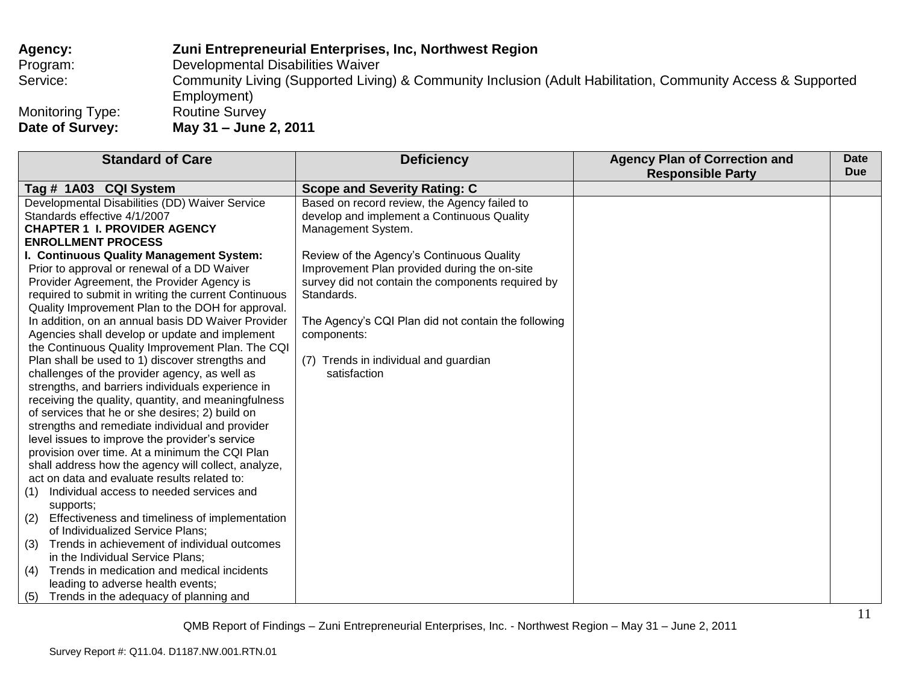**Agency:** **Zuni Entrepreneurial Enterprises, Inc, Northwest Region**
Program: Developmental Disabilities Waiver
Service: Community Living (Supported Living) & Community Inclusion (Adult Habilitation, Community Access & Supported Employment)
Monitoring Type: Routine Survey
**Date of Survey:** **May 31 – June 2, 2011**

| Standard of Care | Deficiency | Agency Plan of Correction and Responsible Party | Date Due |
|---|---|---|---|
| **Tag # 1A03 CQI System** | **Scope and Severity Rating: C** | | |
| Developmental Disabilities (DD) Waiver Service Standards effective 4/1/2007<br>**CHAPTER 1 I. PROVIDER AGENCY ENROLLMENT PROCESS**<br>**I. Continuous Quality Management System:** Prior to approval or renewal of a DD Waiver Provider Agreement, the Provider Agency is required to submit in writing the current Continuous Quality Improvement Plan to the DOH for approval. In addition, on an annual basis DD Waiver Provider Agencies shall develop or update and implement the Continuous Quality Improvement Plan. The CQI Plan shall be used to 1) discover strengths and challenges of the provider agency, as well as strengths, and barriers individuals experience in receiving the quality, quantity, and meaningfulness of services that he or she desires; 2) build on strengths and remediate individual and provider level issues to improve the provider's service provision over time. At a minimum the CQI Plan shall address how the agency will collect, analyze, act on data and evaluate results related to:<br>(1) Individual access to needed services and supports;<br>(2) Effectiveness and timeliness of implementation of Individualized Service Plans;<br>(3) Trends in achievement of individual outcomes in the Individual Service Plans;<br>(4) Trends in medication and medical incidents leading to adverse health events;<br>(5) Trends in the adequacy of planning and | Based on record review, the Agency failed to develop and implement a Continuous Quality Management System.<br><br>Review of the Agency's Continuous Quality Improvement Plan provided during the on-site survey did not contain the components required by Standards.<br><br>The Agency's CQI Plan did not contain the following components:<br><br>(7) Trends in individual and guardian satisfaction | | |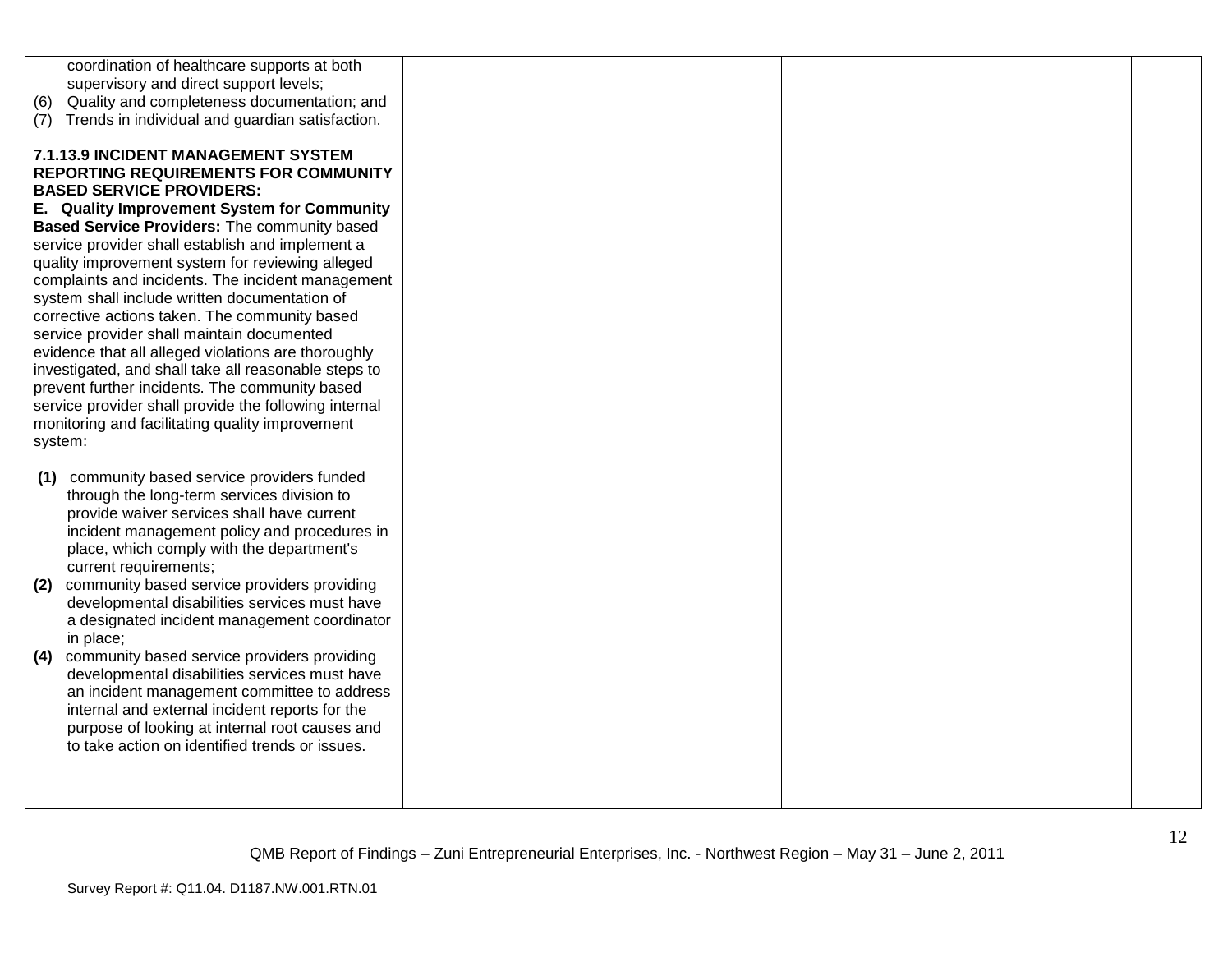| | | | |
|---|---|---|---|
| coordination of healthcare supports at both supervisory and direct support levels;<br>(6) Quality and completeness documentation; and<br>(7) Trends in individual and guardian satisfaction.<br><br>**7.1.13.9 INCIDENT MANAGEMENT SYSTEM REPORTING REQUIREMENTS FOR COMMUNITY BASED SERVICE PROVIDERS:**<br>**E. Quality Improvement System for Community Based Service Providers:** The community based service provider shall establish and implement a quality improvement system for reviewing alleged complaints and incidents. The incident management system shall include written documentation of corrective actions taken. The community based service provider shall maintain documented evidence that all alleged violations are thoroughly investigated, and shall take all reasonable steps to prevent further incidents. The community based service provider shall provide the following internal monitoring and facilitating quality improvement system:<br><br>**(1)** community based service providers funded through the long-term services division to provide waiver services shall have current incident management policy and procedures in place, which comply with the department's current requirements;<br>**(2)** community based service providers providing developmental disabilities services must have a designated incident management coordinator in place;<br>**(4)** community based service providers providing developmental disabilities services must have an incident management committee to address internal and external incident reports for the purpose of looking at internal root causes and to take action on identified trends or issues. | | | |

QMB Report of Findings – Zuni Entrepreneurial Enterprises, Inc. - Northwest Region – May 31 – June 2, 2011

Survey Report #: Q11.04. D1187.NW.001.RTN.01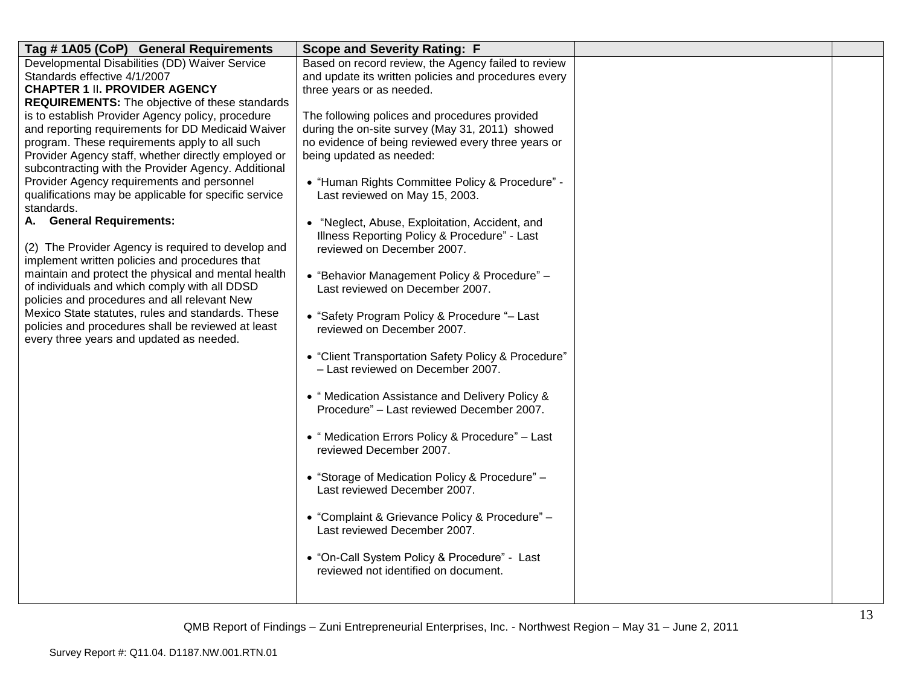| Tag # 1A05 (CoP) General Requirements | Scope and Severity Rating: F | | |
|---|---|---|---|
| Developmental Disabilities (DD) Waiver Service Standards effective 4/1/2007<br>**CHAPTER 1 II. PROVIDER AGENCY REQUIREMENTS:** The objective of these standards is to establish Provider Agency policy, procedure and reporting requirements for DD Medicaid Waiver program. These requirements apply to all such Provider Agency staff, whether directly employed or subcontracting with the Provider Agency. Additional Provider Agency requirements and personnel qualifications may be applicable for specific service standards.<br>**A. General Requirements:**<br><br>(2) The Provider Agency is required to develop and implement written policies and procedures that maintain and protect the physical and mental health of individuals and which comply with all DDSD policies and procedures and all relevant New Mexico State statutes, rules and standards. These policies and procedures shall be reviewed at least every three years and updated as needed. | Based on record review, the Agency failed to review and update its written policies and procedures every three years or as needed.<br><br>The following polices and procedures provided during the on-site survey (May 31, 2011) showed no evidence of being reviewed every three years or being updated as needed:<br><br>• "Human Rights Committee Policy & Procedure" - Last reviewed on May 15, 2003.<br><br>• "Neglect, Abuse, Exploitation, Accident, and Illness Reporting Policy & Procedure" - Last reviewed on December 2007.<br><br>• "Behavior Management Policy & Procedure" – Last reviewed on December 2007.<br><br>• "Safety Program Policy & Procedure "– Last reviewed on December 2007.<br><br>• "Client Transportation Safety Policy & Procedure" – Last reviewed on December 2007.<br><br>• " Medication Assistance and Delivery Policy & Procedure" – Last reviewed December 2007.<br><br>• " Medication Errors Policy & Procedure" – Last reviewed December 2007.<br><br>• "Storage of Medication Policy & Procedure" – Last reviewed December 2007.<br><br>• "Complaint & Grievance Policy & Procedure" – Last reviewed December 2007.<br><br>• "On-Call System Policy & Procedure" - Last reviewed not identified on document. | | |

QMB Report of Findings – Zuni Entrepreneurial Enterprises, Inc. - Northwest Region – May 31 – June 2, 2011

Survey Report #: Q11.04. D1187.NW.001.RTN.01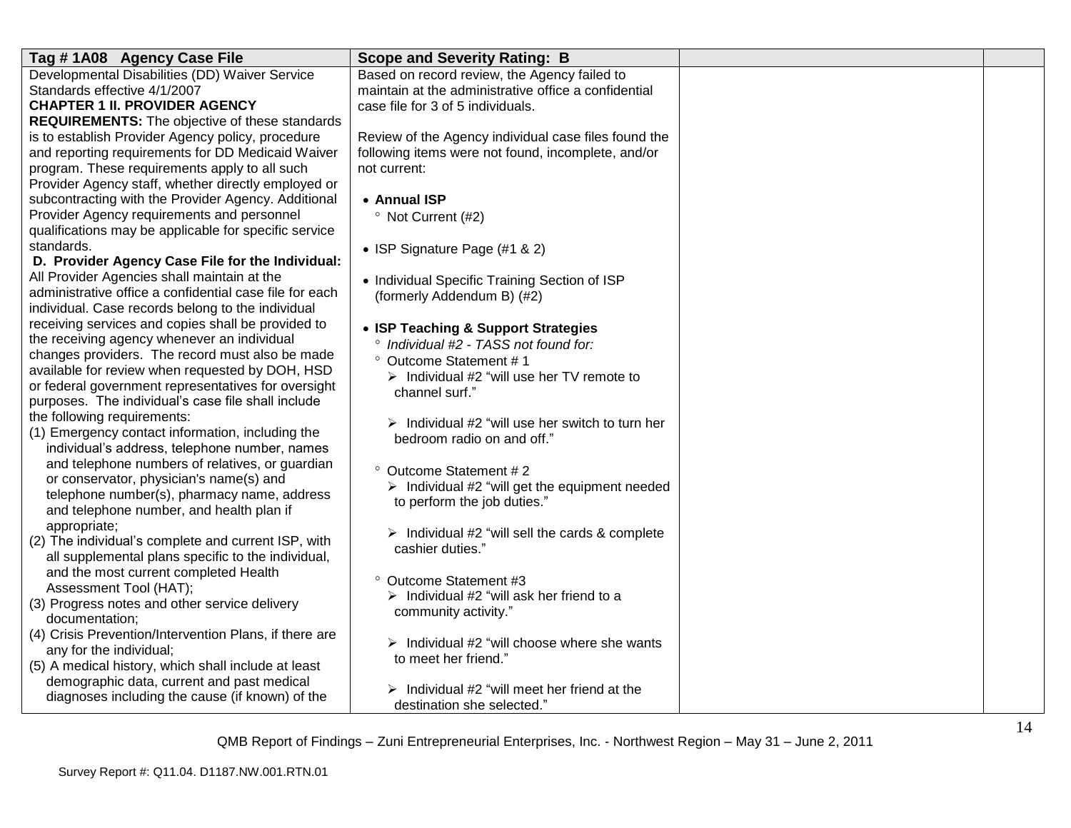| Tag # 1A08 Agency Case File | Scope and Severity Rating: B | | |
|---|---|---|---|
| Developmental Disabilities (DD) Waiver Service Standards effective 4/1/2007<br>**CHAPTER 1 II. PROVIDER AGENCY REQUIREMENTS:** The objective of these standards is to establish Provider Agency policy, procedure and reporting requirements for DD Medicaid Waiver program. These requirements apply to all such Provider Agency staff, whether directly employed or subcontracting with the Provider Agency. Additional Provider Agency requirements and personnel qualifications may be applicable for specific service standards.<br>**D. Provider Agency Case File for the Individual:** All Provider Agencies shall maintain at the administrative office a confidential case file for each individual. Case records belong to the individual receiving services and copies shall be provided to the receiving agency whenever an individual changes providers. The record must also be made available for review when requested by DOH, HSD or federal government representatives for oversight purposes. The individual's case file shall include the following requirements:<br>(1) Emergency contact information, including the individual's address, telephone number, names and telephone numbers of relatives, or guardian or conservator, physician's name(s) and telephone number(s), pharmacy name, address and telephone number, and health plan if appropriate;<br>(2) The individual's complete and current ISP, with all supplemental plans specific to the individual, and the most current completed Health Assessment Tool (HAT);<br>(3) Progress notes and other service delivery documentation;<br>(4) Crisis Prevention/Intervention Plans, if there are any for the individual;<br>(5) A medical history, which shall include at least demographic data, current and past medical diagnoses including the cause (if known) of the | Based on record review, the Agency failed to maintain at the administrative office a confidential case file for 3 of 5 individuals.<br><br>Review of the Agency individual case files found the following items were not found, incomplete, and/or not current:<br><br>• **Annual ISP**<br>° Not Current (#2)<br><br>• ISP Signature Page (#1 & 2)<br><br>• Individual Specific Training Section of ISP (formerly Addendum B) (#2)<br><br>• **ISP Teaching & Support Strategies**<br>° *Individual #2 - TASS not found for:*<br>° Outcome Statement # 1<br>➢ Individual #2 "will use her TV remote to channel surf."<br><br>➢ Individual #2 "will use her switch to turn her bedroom radio on and off."<br><br>° Outcome Statement # 2<br>➢ Individual #2 "will get the equipment needed to perform the job duties."<br><br>➢ Individual #2 "will sell the cards & complete cashier duties."<br><br>° Outcome Statement #3<br>➢ Individual #2 "will ask her friend to a community activity."<br><br>➢ Individual #2 "will choose where she wants to meet her friend."<br><br>➢ Individual #2 "will meet her friend at the destination she selected." | | |

QMB Report of Findings – Zuni Entrepreneurial Enterprises, Inc. - Northwest Region – May 31 – June 2, 2011

Survey Report #: Q11.04. D1187.NW.001.RTN.01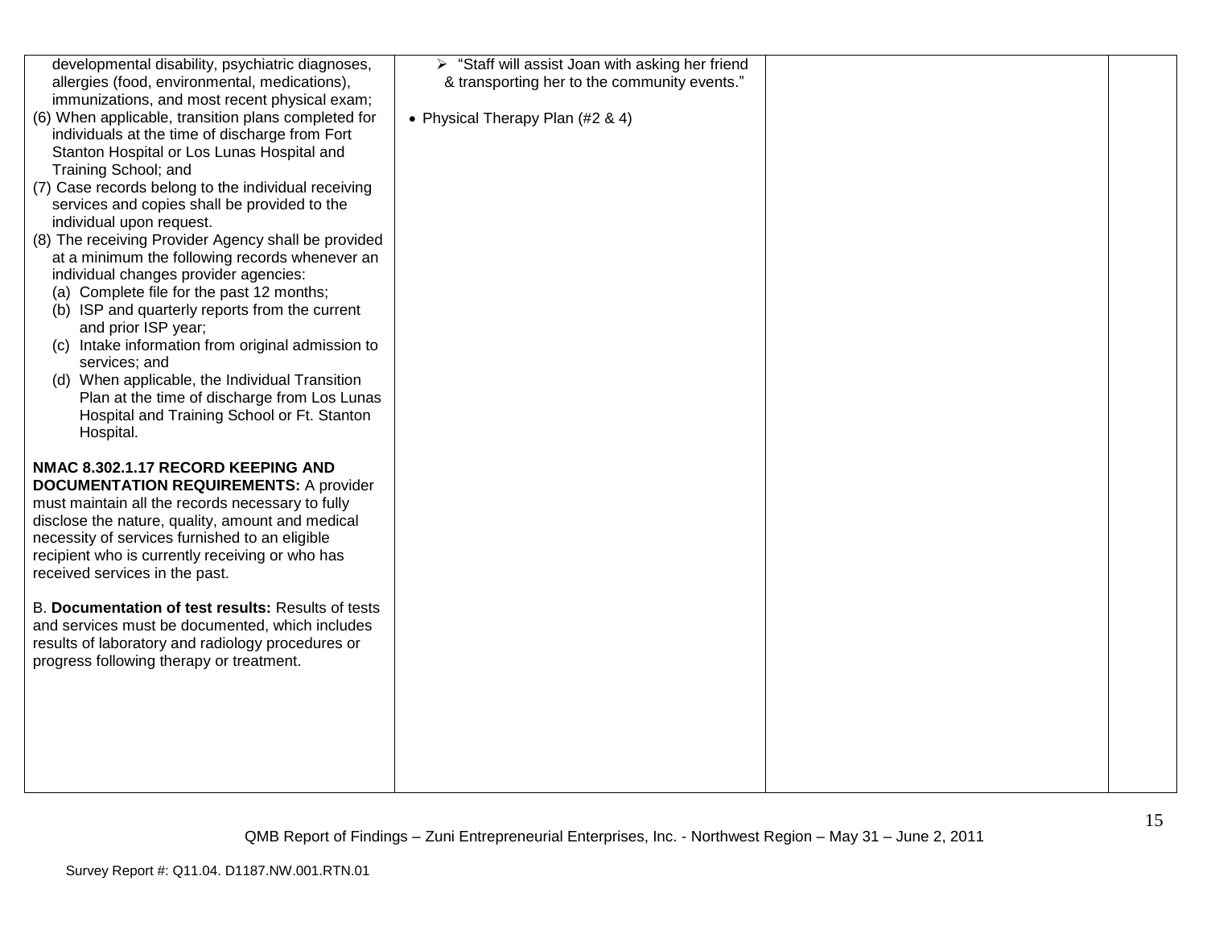| | | | |
|---|---|---|---|
| developmental disability, psychiatric diagnoses, allergies (food, environmental, medications), immunizations, and most recent physical exam;<br>(6) When applicable, transition plans completed for individuals at the time of discharge from Fort Stanton Hospital or Los Lunas Hospital and Training School; and<br>(7) Case records belong to the individual receiving services and copies shall be provided to the individual upon request.<br>(8) The receiving Provider Agency shall be provided at a minimum the following records whenever an individual changes provider agencies:<br>(a) Complete file for the past 12 months;<br>(b) ISP and quarterly reports from the current and prior ISP year;<br>(c) Intake information from original admission to services; and<br>(d) When applicable, the Individual Transition Plan at the time of discharge from Los Lunas Hospital and Training School or Ft. Stanton Hospital.<br><br>**NMAC 8.302.1.17 RECORD KEEPING AND DOCUMENTATION REQUIREMENTS:** A provider must maintain all the records necessary to fully disclose the nature, quality, amount and medical necessity of services furnished to an eligible recipient who is currently receiving or who has received services in the past.<br><br>B. **Documentation of test results:** Results of tests and services must be documented, which includes results of laboratory and radiology procedures or progress following therapy or treatment. | ➢ "Staff will assist Joan with asking her friend & transporting her to the community events."<br><br>• Physical Therapy Plan (#2 & 4) | | |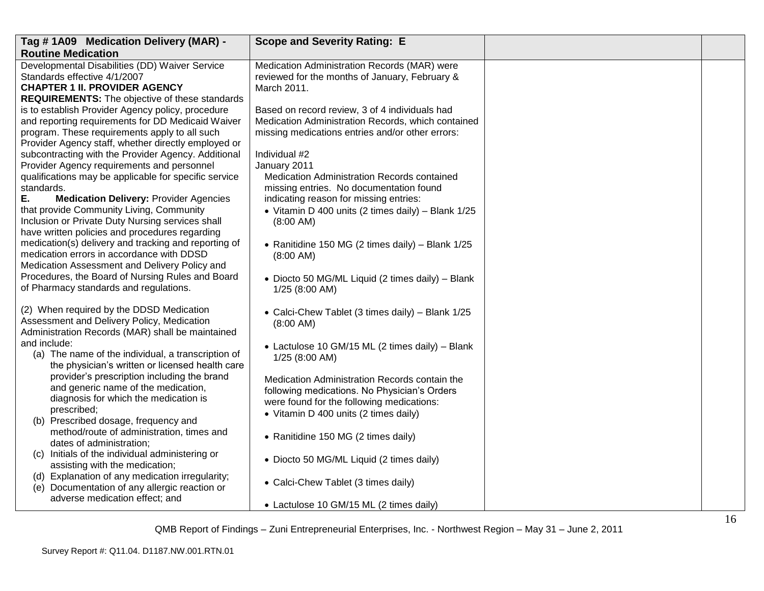| Tag # 1A09 Medication Delivery (MAR) - Routine Medication | Scope and Severity Rating: E | | |
|---|---|---|---|
| Developmental Disabilities (DD) Waiver Service Standards effective 4/1/2007<br>**CHAPTER 1 II. PROVIDER AGENCY REQUIREMENTS:** The objective of these standards is to establish Provider Agency policy, procedure and reporting requirements for DD Medicaid Waiver program. These requirements apply to all such Provider Agency staff, whether directly employed or subcontracting with the Provider Agency. Additional Provider Agency requirements and personnel qualifications may be applicable for specific service standards.<br>**E. Medication Delivery:** Provider Agencies that provide Community Living, Community Inclusion or Private Duty Nursing services shall have written policies and procedures regarding medication(s) delivery and tracking and reporting of medication errors in accordance with DDSD Medication Assessment and Delivery Policy and Procedures, the Board of Nursing Rules and Board of Pharmacy standards and regulations.<br><br>(2) When required by the DDSD Medication Assessment and Delivery Policy, Medication Administration Records (MAR) shall be maintained and include:<br>(a) The name of the individual, a transcription of the physician's written or licensed health care provider's prescription including the brand and generic name of the medication, diagnosis for which the medication is prescribed;<br>(b) Prescribed dosage, frequency and method/route of administration, times and dates of administration;<br>(c) Initials of the individual administering or assisting with the medication;<br>(d) Explanation of any medication irregularity;<br>(e) Documentation of any allergic reaction or adverse medication effect; and | Medication Administration Records (MAR) were reviewed for the months of January, February & March 2011.<br><br>Based on record review, 3 of 4 individuals had Medication Administration Records, which contained missing medications entries and/or other errors:<br><br>Individual #2<br>January 2011<br>Medication Administration Records contained missing entries. No documentation found indicating reason for missing entries:<br>• Vitamin D 400 units (2 times daily) – Blank 1/25 (8:00 AM)<br>• Ranitidine 150 MG (2 times daily) – Blank 1/25 (8:00 AM)<br>• Diocto 50 MG/ML Liquid (2 times daily) – Blank 1/25 (8:00 AM)<br>• Calci-Chew Tablet (3 times daily) – Blank 1/25 (8:00 AM)<br>• Lactulose 10 GM/15 ML (2 times daily) – Blank 1/25 (8:00 AM)<br><br>Medication Administration Records contain the following medications. No Physician's Orders were found for the following medications:<br>• Vitamin D 400 units (2 times daily)<br>• Ranitidine 150 MG (2 times daily)<br>• Diocto 50 MG/ML Liquid (2 times daily)<br>• Calci-Chew Tablet (3 times daily)<br>• Lactulose 10 GM/15 ML (2 times daily) | | |

QMB Report of Findings – Zuni Entrepreneurial Enterprises, Inc. - Northwest Region – May 31 – June 2, 2011

Survey Report #: Q11.04. D1187.NW.001.RTN.01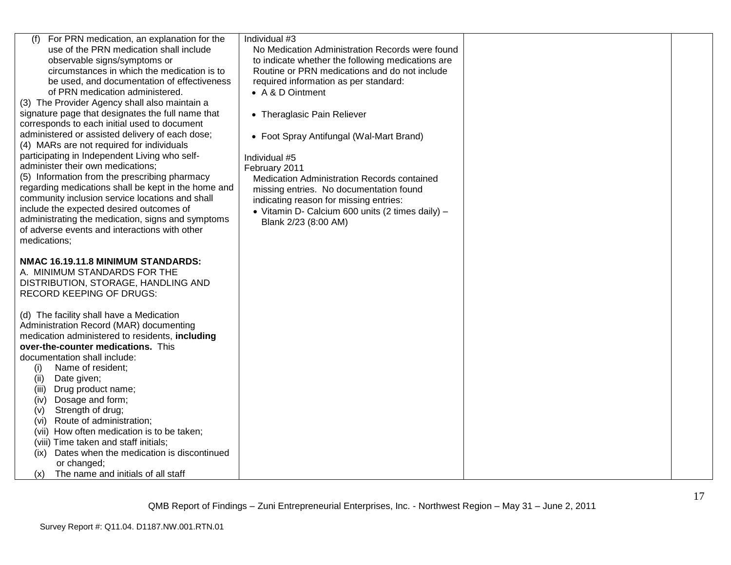| | | | |
|---|---|---|---|
| (f) For PRN medication, an explanation for the use of the PRN medication shall include observable signs/symptoms or circumstances in which the medication is to be used, and documentation of effectiveness of PRN medication administered.<br>(3) The Provider Agency shall also maintain a signature page that designates the full name that corresponds to each initial used to document administered or assisted delivery of each dose;<br>(4) MARs are not required for individuals participating in Independent Living who self-administer their own medications;<br>(5) Information from the prescribing pharmacy regarding medications shall be kept in the home and community inclusion service locations and shall include the expected desired outcomes of administrating the medication, signs and symptoms of adverse events and interactions with other medications;<br><br>**NMAC 16.19.11.8 MINIMUM STANDARDS:**<br>A. MINIMUM STANDARDS FOR THE DISTRIBUTION, STORAGE, HANDLING AND RECORD KEEPING OF DRUGS:<br><br>(d) The facility shall have a Medication Administration Record (MAR) documenting medication administered to residents, **including over-the-counter medications.** This documentation shall include:<br>(i) Name of resident;<br>(ii) Date given;<br>(iii) Drug product name;<br>(iv) Dosage and form;<br>(v) Strength of drug;<br>(vi) Route of administration;<br>(vii) How often medication is to be taken;<br>(viii) Time taken and staff initials;<br>(ix) Dates when the medication is discontinued or changed;<br>(x) The name and initials of all staff | Individual #3<br>No Medication Administration Records were found to indicate whether the following medications are Routine or PRN medications and do not include required information as per standard:<br>• A & D Ointment<br><br>• Theraglasic Pain Reliever<br><br>• Foot Spray Antifungal (Wal-Mart Brand)<br><br>Individual #5<br>February 2011<br>Medication Administration Records contained missing entries. No documentation found indicating reason for missing entries:<br>• Vitamin D- Calcium 600 units (2 times daily) – Blank 2/23 (8:00 AM) | | |

QMB Report of Findings – Zuni Entrepreneurial Enterprises, Inc. - Northwest Region – May 31 – June 2, 2011

Survey Report #: Q11.04. D1187.NW.001.RTN.01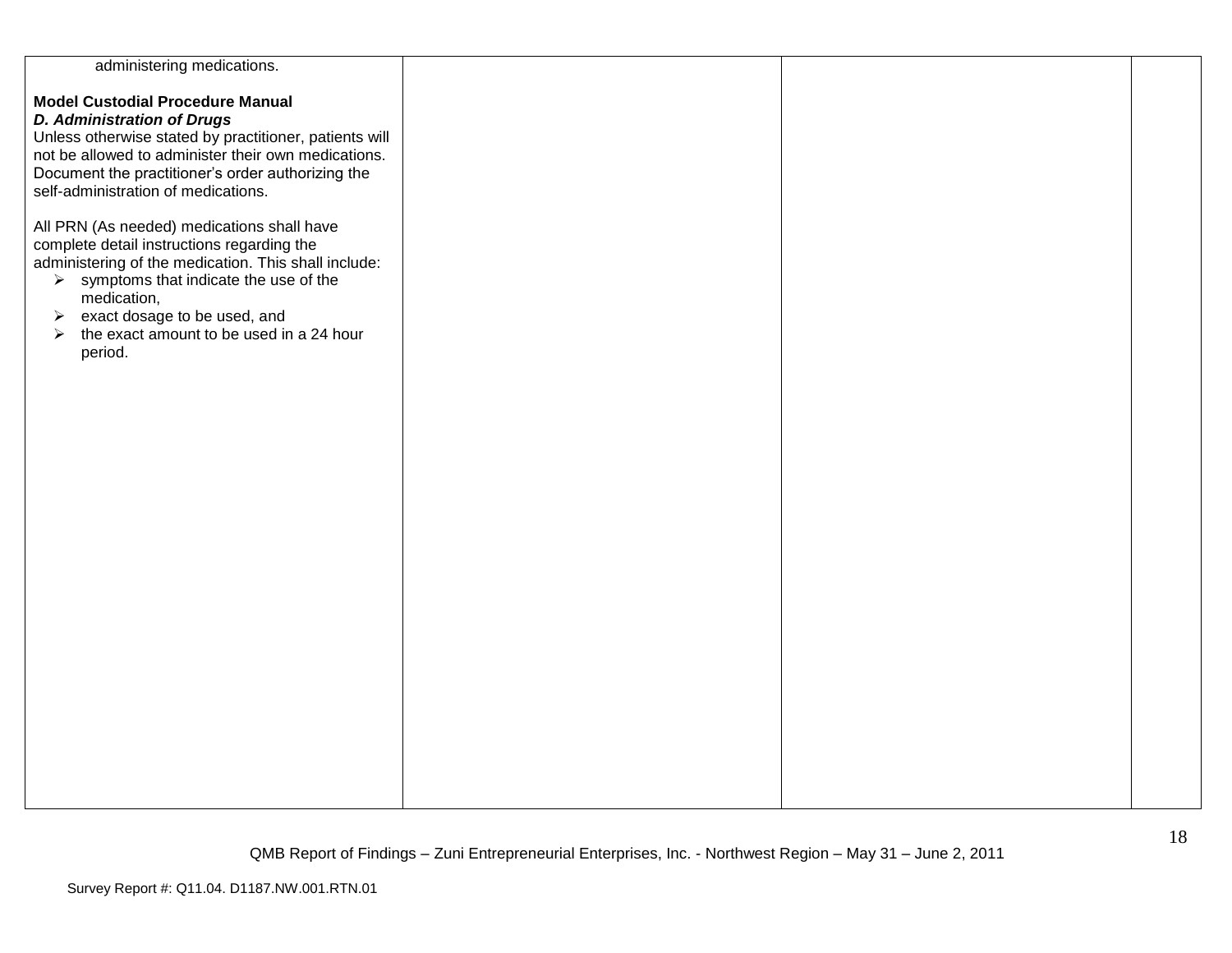| | | | |
|---|---|---|---|
| administering medications.<br><br>**Model Custodial Procedure Manual**<br>***D. Administration of Drugs***<br>Unless otherwise stated by practitioner, patients will not be allowed to administer their own medications. Document the practitioner's order authorizing the self-administration of medications.<br><br>All PRN (As needed) medications shall have complete detail instructions regarding the administering of the medication. This shall include:<br>➢ symptoms that indicate the use of the medication,<br>➢ exact dosage to be used, and<br>➢ the exact amount to be used in a 24 hour period. | | | |

QMB Report of Findings – Zuni Entrepreneurial Enterprises, Inc. - Northwest Region – May 31 – June 2, 2011

Survey Report #: Q11.04. D1187.NW.001.RTN.01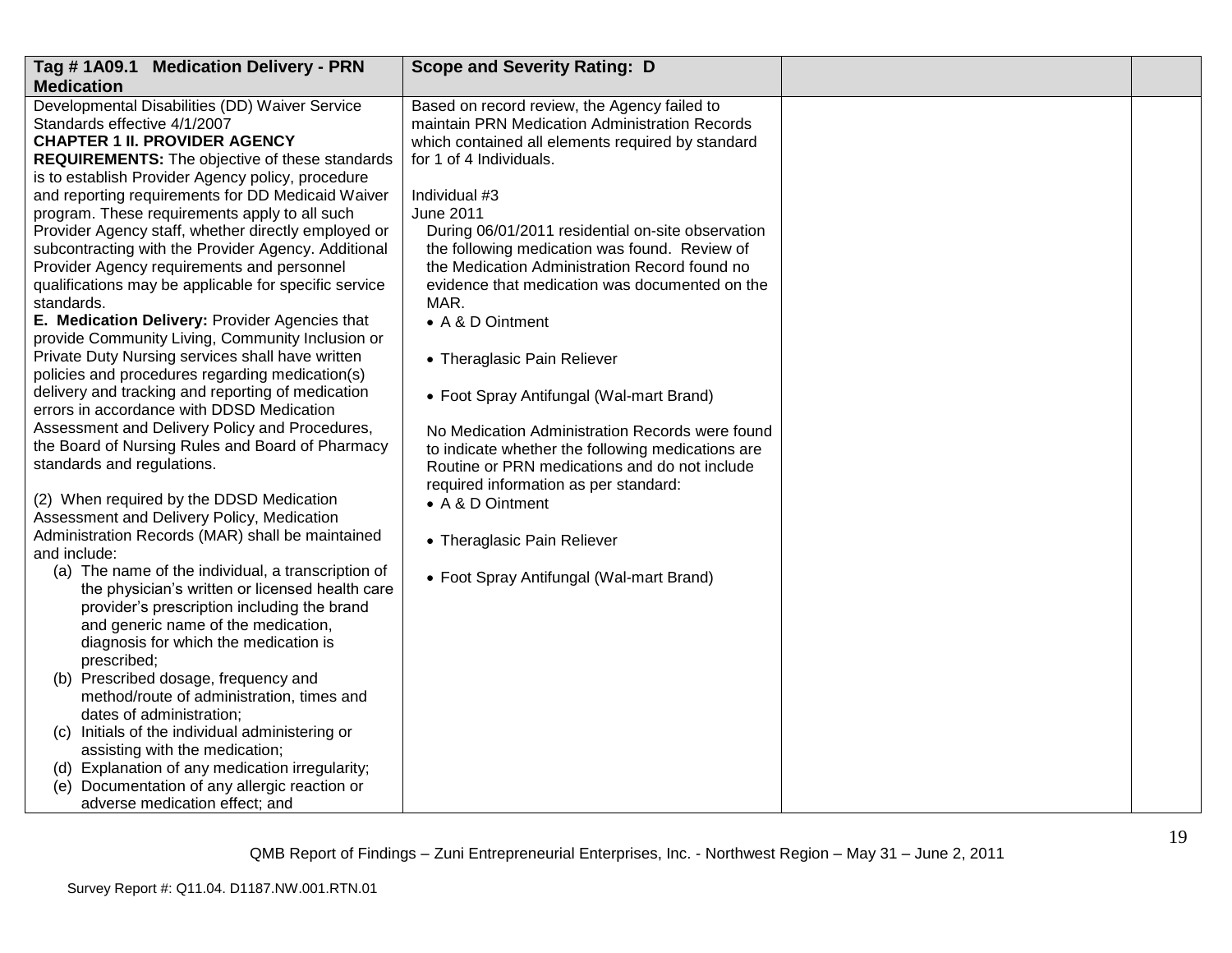| Tag # 1A09.1 Medication Delivery - PRN Medication | Scope and Severity Rating: D | | |
|---|---|---|---|
| Developmental Disabilities (DD) Waiver Service Standards effective 4/1/2007<br>**CHAPTER 1 II. PROVIDER AGENCY REQUIREMENTS:** The objective of these standards is to establish Provider Agency policy, procedure and reporting requirements for DD Medicaid Waiver program. These requirements apply to all such Provider Agency staff, whether directly employed or subcontracting with the Provider Agency. Additional Provider Agency requirements and personnel qualifications may be applicable for specific service standards.<br>**E. Medication Delivery:** Provider Agencies that provide Community Living, Community Inclusion or Private Duty Nursing services shall have written policies and procedures regarding medication(s) delivery and tracking and reporting of medication errors in accordance with DDSD Medication Assessment and Delivery Policy and Procedures, the Board of Nursing Rules and Board of Pharmacy standards and regulations.<br><br>(2) When required by the DDSD Medication Assessment and Delivery Policy, Medication Administration Records (MAR) shall be maintained and include:<br>(a) The name of the individual, a transcription of the physician's written or licensed health care provider's prescription including the brand and generic name of the medication, diagnosis for which the medication is prescribed;<br>(b) Prescribed dosage, frequency and method/route of administration, times and dates of administration;<br>(c) Initials of the individual administering or assisting with the medication;<br>(d) Explanation of any medication irregularity;<br>(e) Documentation of any allergic reaction or adverse medication effect; and | Based on record review, the Agency failed to maintain PRN Medication Administration Records which contained all elements required by standard for 1 of 4 Individuals.<br><br>Individual #3<br>June 2011<br>During 06/01/2011 residential on-site observation the following medication was found. Review of the Medication Administration Record found no evidence that medication was documented on the MAR.<br>• A & D Ointment<br>• Theraglasic Pain Reliever<br>• Foot Spray Antifungal (Wal-mart Brand)<br><br>No Medication Administration Records were found to indicate whether the following medications are Routine or PRN medications and do not include required information as per standard:<br>• A & D Ointment<br>• Theraglasic Pain Reliever<br>• Foot Spray Antifungal (Wal-mart Brand) | | |

QMB Report of Findings – Zuni Entrepreneurial Enterprises, Inc. - Northwest Region – May 31 – June 2, 2011

Survey Report #: Q11.04. D1187.NW.001.RTN.01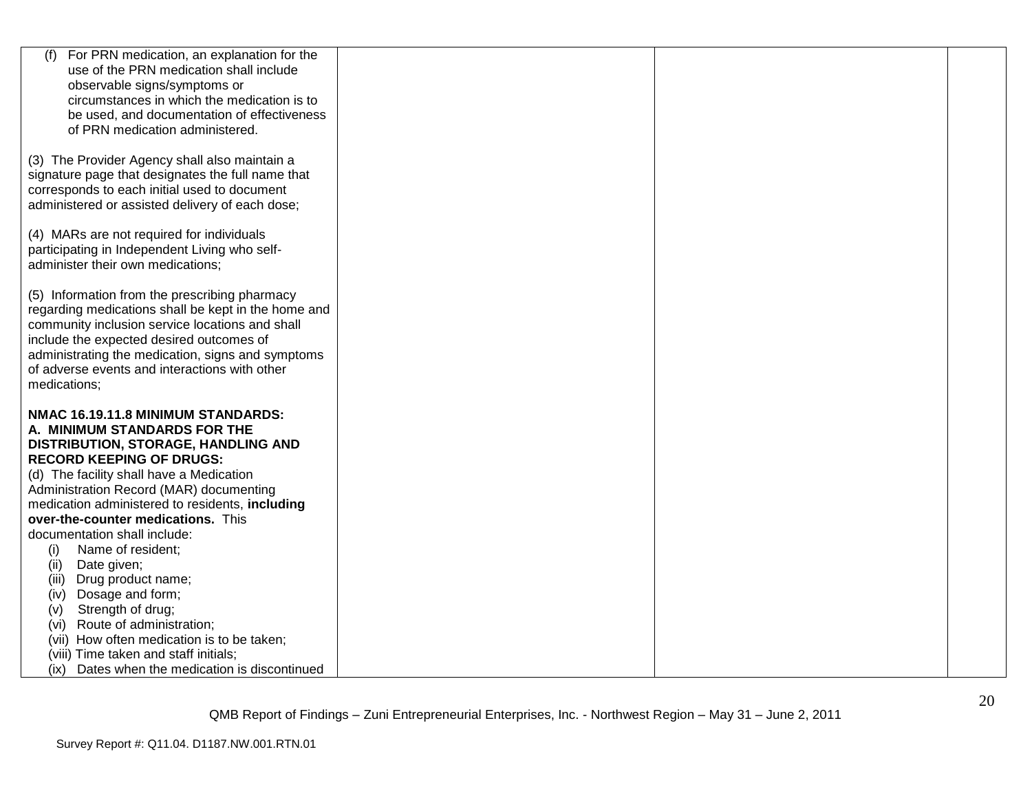| | | | |
|---|---|---|---|
| (f) For PRN medication, an explanation for the use of the PRN medication shall include observable signs/symptoms or circumstances in which the medication is to be used, and documentation of effectiveness of PRN medication administered.<br><br>(3) The Provider Agency shall also maintain a signature page that designates the full name that corresponds to each initial used to document administered or assisted delivery of each dose;<br><br>(4) MARs are not required for individuals participating in Independent Living who self-administer their own medications;<br><br>(5) Information from the prescribing pharmacy regarding medications shall be kept in the home and community inclusion service locations and shall include the expected desired outcomes of administrating the medication, signs and symptoms of adverse events and interactions with other medications;<br><br>**NMAC 16.19.11.8 MINIMUM STANDARDS:**<br>**A. MINIMUM STANDARDS FOR THE DISTRIBUTION, STORAGE, HANDLING AND RECORD KEEPING OF DRUGS:**<br>(d) The facility shall have a Medication Administration Record (MAR) documenting medication administered to residents, **including over-the-counter medications.** This documentation shall include:<br>(i) Name of resident;<br>(ii) Date given;<br>(iii) Drug product name;<br>(iv) Dosage and form;<br>(v) Strength of drug;<br>(vi) Route of administration;<br>(vii) How often medication is to be taken;<br>(viii) Time taken and staff initials;<br>(ix) Dates when the medication is discontinued | | | |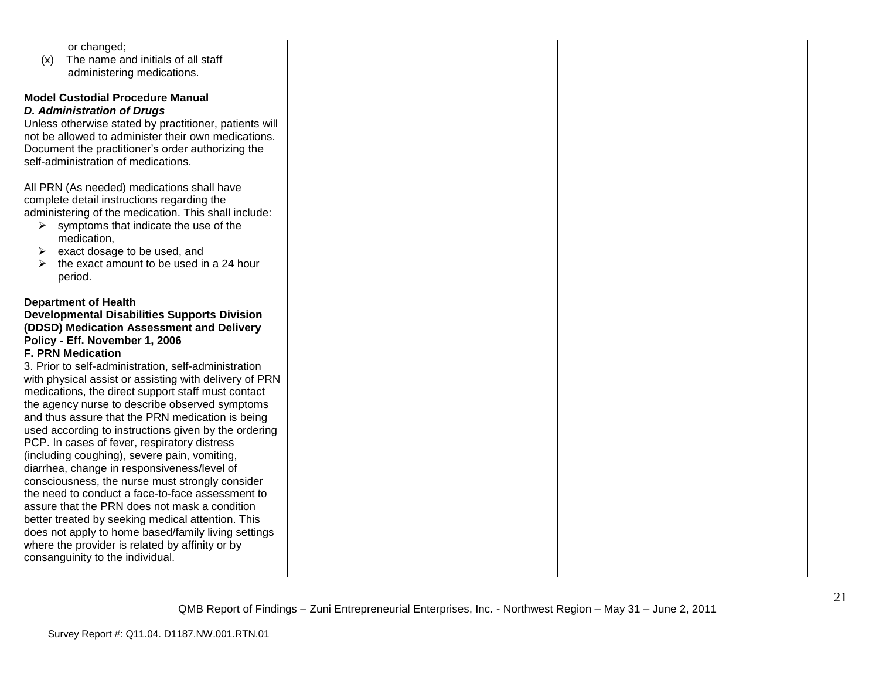| | | | |
|---|---|---|---|
| or changed;<br>(x) The name and initials of all staff administering medications.<br><br>**Model Custodial Procedure Manual**<br>***D. Administration of Drugs***<br>Unless otherwise stated by practitioner, patients will not be allowed to administer their own medications. Document the practitioner's order authorizing the self-administration of medications.<br><br>All PRN (As needed) medications shall have complete detail instructions regarding the administering of the medication. This shall include:<br>➢ symptoms that indicate the use of the medication,<br>➢ exact dosage to be used, and<br>➢ the exact amount to be used in a 24 hour period.<br><br>**Department of Health**<br>**Developmental Disabilities Supports Division (DDSD) Medication Assessment and Delivery Policy - Eff. November 1, 2006**<br>**F. PRN Medication**<br>3. Prior to self-administration, self-administration with physical assist or assisting with delivery of PRN medications, the direct support staff must contact the agency nurse to describe observed symptoms and thus assure that the PRN medication is being used according to instructions given by the ordering PCP. In cases of fever, respiratory distress (including coughing), severe pain, vomiting, diarrhea, change in responsiveness/level of consciousness, the nurse must strongly consider the need to conduct a face-to-face assessment to assure that the PRN does not mask a condition better treated by seeking medical attention. This does not apply to home based/family living settings where the provider is related by affinity or by consanguinity to the individual. | | | |

QMB Report of Findings – Zuni Entrepreneurial Enterprises, Inc. - Northwest Region – May 31 – June 2, 2011

Survey Report #: Q11.04. D1187.NW.001.RTN.01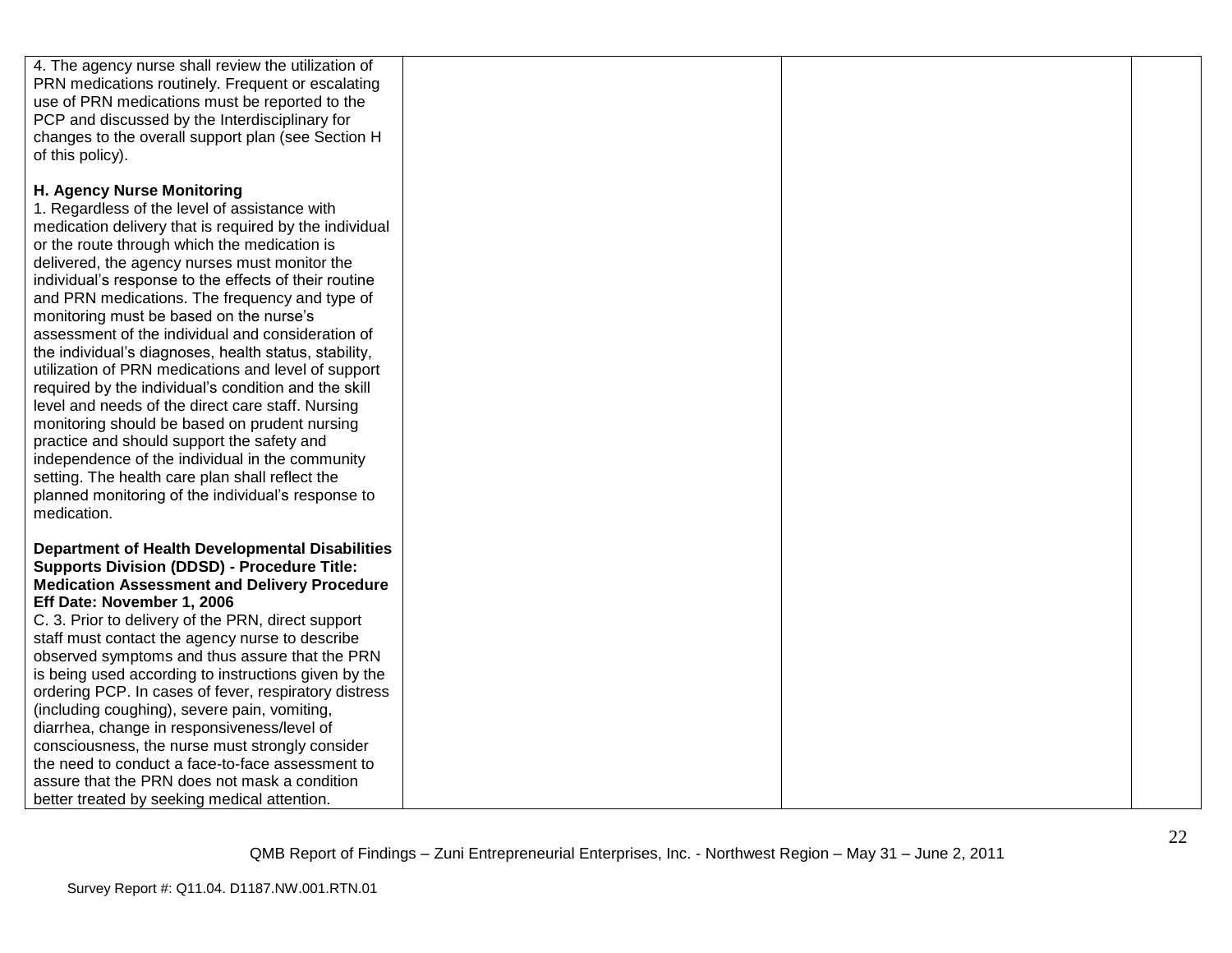| | | | |
|---|---|---|---|
| 4. The agency nurse shall review the utilization of PRN medications routinely. Frequent or escalating use of PRN medications must be reported to the PCP and discussed by the Interdisciplinary for changes to the overall support plan (see Section H of this policy).<br><br>**H. Agency Nurse Monitoring**<br>1. Regardless of the level of assistance with medication delivery that is required by the individual or the route through which the medication is delivered, the agency nurses must monitor the individual's response to the effects of their routine and PRN medications. The frequency and type of monitoring must be based on the nurse's assessment of the individual and consideration of the individual's diagnoses, health status, stability, utilization of PRN medications and level of support required by the individual's condition and the skill level and needs of the direct care staff. Nursing monitoring should be based on prudent nursing practice and should support the safety and independence of the individual in the community setting. The health care plan shall reflect the planned monitoring of the individual's response to medication.<br><br>**Department of Health Developmental Disabilities Supports Division (DDSD) - Procedure Title: Medication Assessment and Delivery Procedure Eff Date: November 1, 2006**<br>C. 3. Prior to delivery of the PRN, direct support staff must contact the agency nurse to describe observed symptoms and thus assure that the PRN is being used according to instructions given by the ordering PCP. In cases of fever, respiratory distress (including coughing), severe pain, vomiting, diarrhea, change in responsiveness/level of consciousness, the nurse must strongly consider the need to conduct a face-to-face assessment to assure that the PRN does not mask a condition better treated by seeking medical attention. | | | |

QMB Report of Findings – Zuni Entrepreneurial Enterprises, Inc. - Northwest Region – May 31 – June 2, 2011

Survey Report #: Q11.04. D1187.NW.001.RTN.01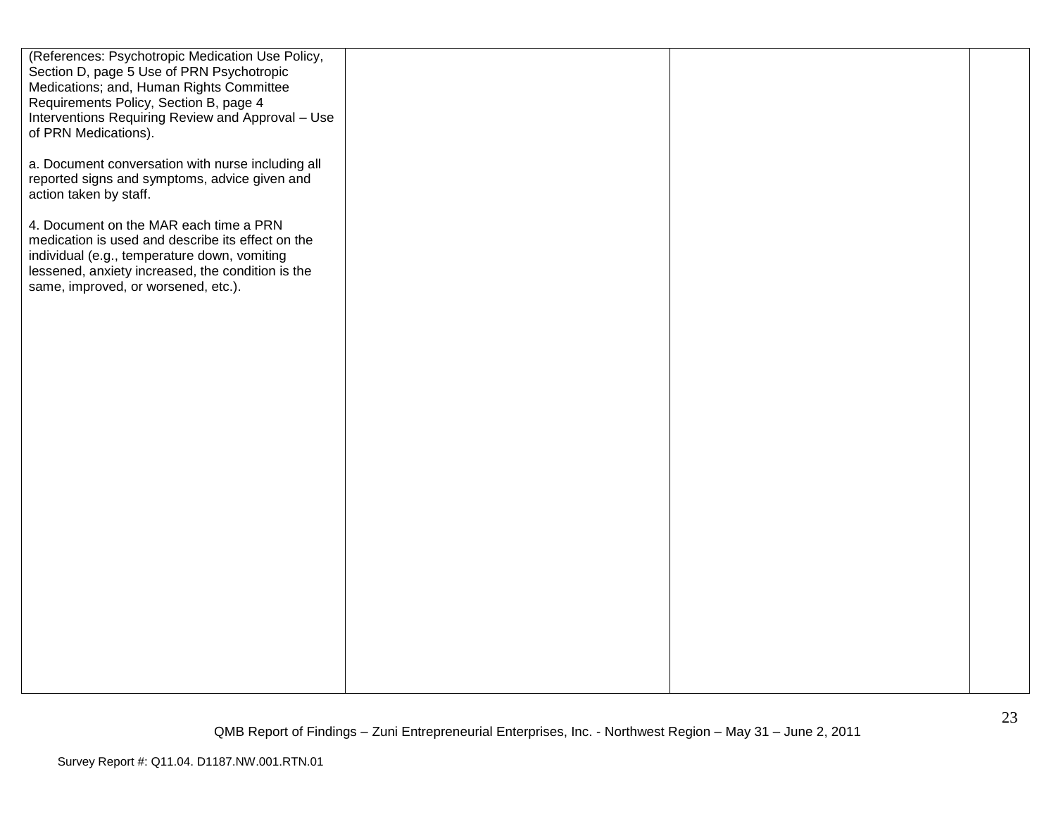| | | | |
|---|---|---|---|
| (References: Psychotropic Medication Use Policy, Section D, page 5 Use of PRN Psychotropic Medications; and, Human Rights Committee Requirements Policy, Section B, page 4 Interventions Requiring Review and Approval – Use of PRN Medications).<br><br>a. Document conversation with nurse including all reported signs and symptoms, advice given and action taken by staff.<br><br>4. Document on the MAR each time a PRN medication is used and describe its effect on the individual (e.g., temperature down, vomiting lessened, anxiety increased, the condition is the same, improved, or worsened, etc.). | | | |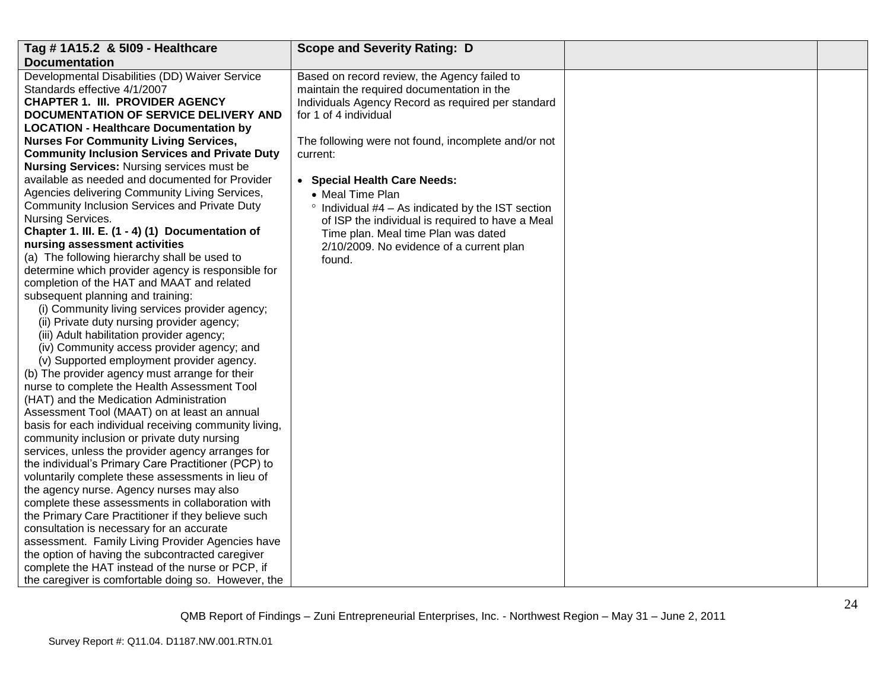| Tag # 1A15.2 & 5I09 - Healthcare Documentation | Scope and Severity Rating: D | | |
|---|---|---|---|
| Developmental Disabilities (DD) Waiver Service Standards effective 4/1/2007<br>**CHAPTER 1. III. PROVIDER AGENCY DOCUMENTATION OF SERVICE DELIVERY AND LOCATION - Healthcare Documentation by Nurses For Community Living Services, Community Inclusion Services and Private Duty Nursing Services:** Nursing services must be available as needed and documented for Provider Agencies delivering Community Living Services, Community Inclusion Services and Private Duty Nursing Services.<br>**Chapter 1. III. E. (1 - 4) (1) Documentation of nursing assessment activities**<br>(a) The following hierarchy shall be used to determine which provider agency is responsible for completion of the HAT and MAAT and related subsequent planning and training:<br>(i) Community living services provider agency;<br>(ii) Private duty nursing provider agency;<br>(iii) Adult habilitation provider agency;<br>(iv) Community access provider agency; and<br>(v) Supported employment provider agency.<br>(b) The provider agency must arrange for their nurse to complete the Health Assessment Tool (HAT) and the Medication Administration Assessment Tool (MAAT) on at least an annual basis for each individual receiving community living, community inclusion or private duty nursing services, unless the provider agency arranges for the individual's Primary Care Practitioner (PCP) to voluntarily complete these assessments in lieu of the agency nurse. Agency nurses may also complete these assessments in collaboration with the Primary Care Practitioner if they believe such consultation is necessary for an accurate assessment. Family Living Provider Agencies have the option of having the subcontracted caregiver complete the HAT instead of the nurse or PCP, if the caregiver is comfortable doing so. However, the | Based on record review, the Agency failed to maintain the required documentation in the Individuals Agency Record as required per standard for 1 of 4 individual<br><br>The following were not found, incomplete and/or not current:<br><br>• **Special Health Care Needs:**<br>• Meal Time Plan<br>° Individual #4 – As indicated by the IST section of ISP the individual is required to have a Meal Time plan. Meal time Plan was dated 2/10/2009. No evidence of a current plan found. | | |

QMB Report of Findings – Zuni Entrepreneurial Enterprises, Inc. - Northwest Region – May 31 – June 2, 2011

Survey Report #: Q11.04. D1187.NW.001.RTN.01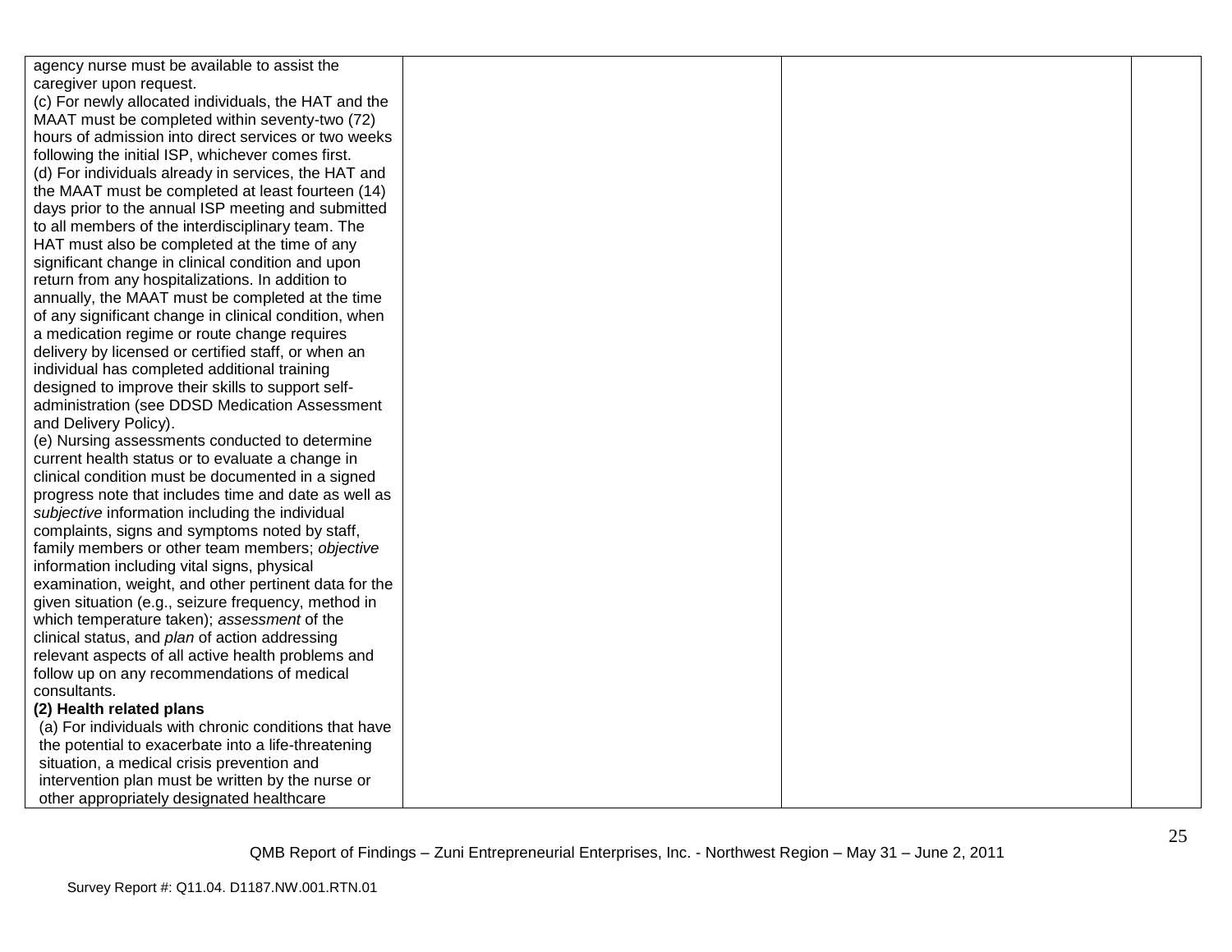| | | | |
|---|---|---|---|
| agency nurse must be available to assist the caregiver upon request.<br>(c) For newly allocated individuals, the HAT and the MAAT must be completed within seventy-two (72) hours of admission into direct services or two weeks following the initial ISP, whichever comes first.<br>(d) For individuals already in services, the HAT and the MAAT must be completed at least fourteen (14) days prior to the annual ISP meeting and submitted to all members of the interdisciplinary team. The HAT must also be completed at the time of any significant change in clinical condition and upon return from any hospitalizations. In addition to annually, the MAAT must be completed at the time of any significant change in clinical condition, when a medication regime or route change requires delivery by licensed or certified staff, or when an individual has completed additional training designed to improve their skills to support self-administration (see DDSD Medication Assessment and Delivery Policy).<br>(e) Nursing assessments conducted to determine current health status or to evaluate a change in clinical condition must be documented in a signed progress note that includes time and date as well as *subjective* information including the individual complaints, signs and symptoms noted by staff, family members or other team members; *objective* information including vital signs, physical examination, weight, and other pertinent data for the given situation (e.g., seizure frequency, method in which temperature taken); *assessment* of the clinical status, and *plan* of action addressing relevant aspects of all active health problems and follow up on any recommendations of medical consultants.<br>**(2) Health related plans**<br>(a) For individuals with chronic conditions that have the potential to exacerbate into a life-threatening situation, a medical crisis prevention and intervention plan must be written by the nurse or other appropriately designated healthcare | | | |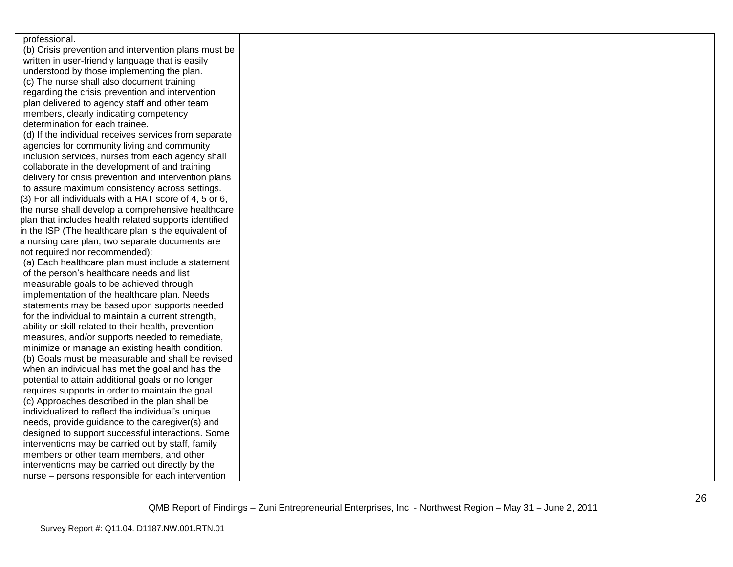| | | | |
|---|---|---|---|
| professional.<br>(b) Crisis prevention and intervention plans must be written in user-friendly language that is easily understood by those implementing the plan.<br>(c) The nurse shall also document training regarding the crisis prevention and intervention plan delivered to agency staff and other team members, clearly indicating competency determination for each trainee.<br>(d) If the individual receives services from separate agencies for community living and community inclusion services, nurses from each agency shall collaborate in the development of and training delivery for crisis prevention and intervention plans to assure maximum consistency across settings.<br>(3) For all individuals with a HAT score of 4, 5 or 6, the nurse shall develop a comprehensive healthcare plan that includes health related supports identified in the ISP (The healthcare plan is the equivalent of a nursing care plan; two separate documents are not required nor recommended):<br>(a) Each healthcare plan must include a statement of the person's healthcare needs and list measurable goals to be achieved through implementation of the healthcare plan. Needs statements may be based upon supports needed for the individual to maintain a current strength, ability or skill related to their health, prevention measures, and/or supports needed to remediate, minimize or manage an existing health condition.<br>(b) Goals must be measurable and shall be revised when an individual has met the goal and has the potential to attain additional goals or no longer requires supports in order to maintain the goal.<br>(c) Approaches described in the plan shall be individualized to reflect the individual's unique needs, provide guidance to the caregiver(s) and designed to support successful interactions. Some interventions may be carried out by staff, family members or other team members, and other interventions may be carried out directly by the nurse – persons responsible for each intervention | | | |

QMB Report of Findings – Zuni Entrepreneurial Enterprises, Inc. - Northwest Region – May 31 – June 2, 2011

Survey Report #: Q11.04. D1187.NW.001.RTN.01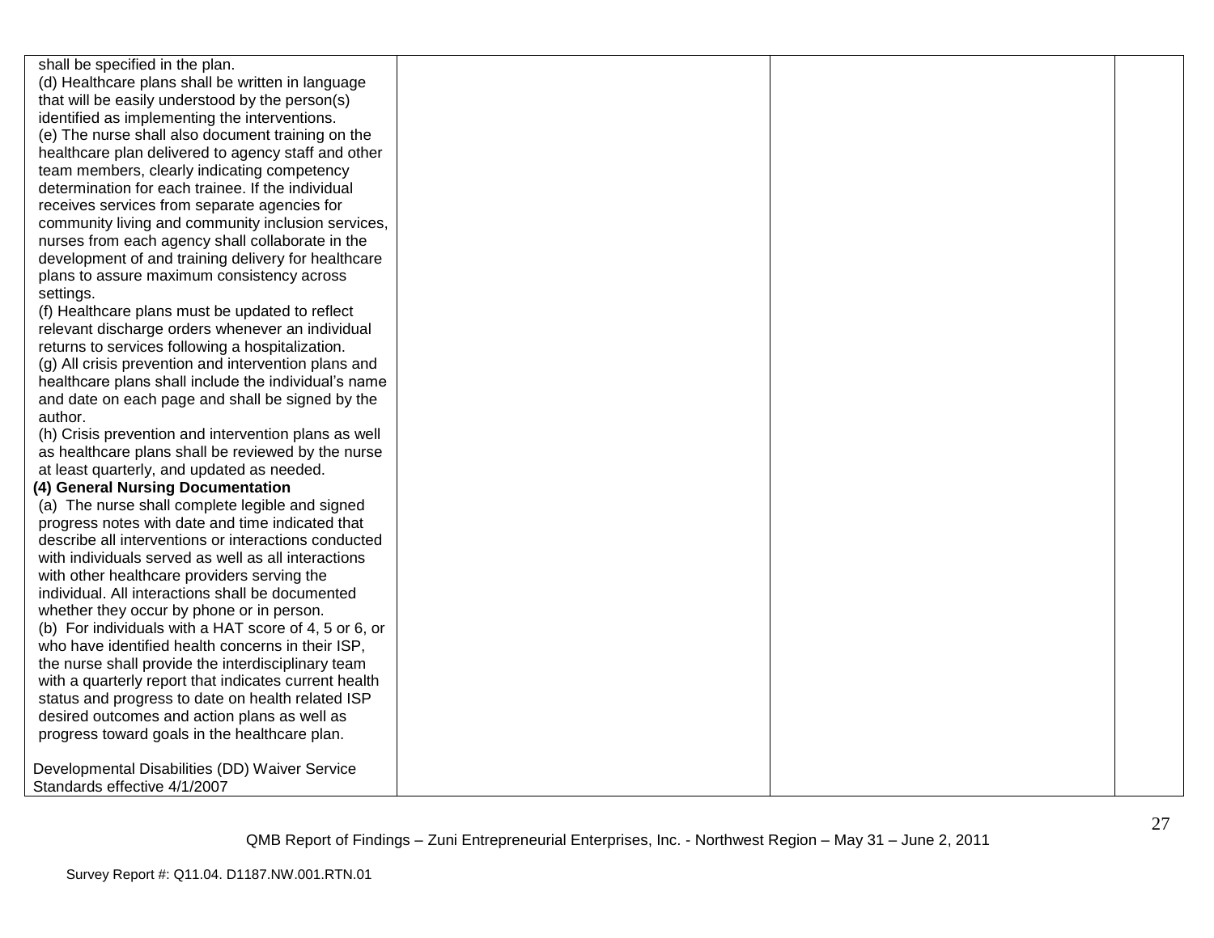| | | | |
|---|---|---|---|
| shall be specified in the plan.<br>(d) Healthcare plans shall be written in language that will be easily understood by the person(s) identified as implementing the interventions.<br>(e) The nurse shall also document training on the healthcare plan delivered to agency staff and other team members, clearly indicating competency determination for each trainee. If the individual receives services from separate agencies for community living and community inclusion services, nurses from each agency shall collaborate in the development of and training delivery for healthcare plans to assure maximum consistency across settings.<br>(f) Healthcare plans must be updated to reflect relevant discharge orders whenever an individual returns to services following a hospitalization.<br>(g) All crisis prevention and intervention plans and healthcare plans shall include the individual's name and date on each page and shall be signed by the author.<br>(h) Crisis prevention and intervention plans as well as healthcare plans shall be reviewed by the nurse at least quarterly, and updated as needed.<br>**(4) General Nursing Documentation**<br>(a) The nurse shall complete legible and signed progress notes with date and time indicated that describe all interventions or interactions conducted with individuals served as well as all interactions with other healthcare providers serving the individual. All interactions shall be documented whether they occur by phone or in person.<br>(b) For individuals with a HAT score of 4, 5 or 6, or who have identified health concerns in their ISP, the nurse shall provide the interdisciplinary team with a quarterly report that indicates current health status and progress to date on health related ISP desired outcomes and action plans as well as progress toward goals in the healthcare plan.<br><br>Developmental Disabilities (DD) Waiver Service Standards effective 4/1/2007 | | | |

QMB Report of Findings – Zuni Entrepreneurial Enterprises, Inc. - Northwest Region – May 31 – June 2, 2011

Survey Report #: Q11.04. D1187.NW.001.RTN.01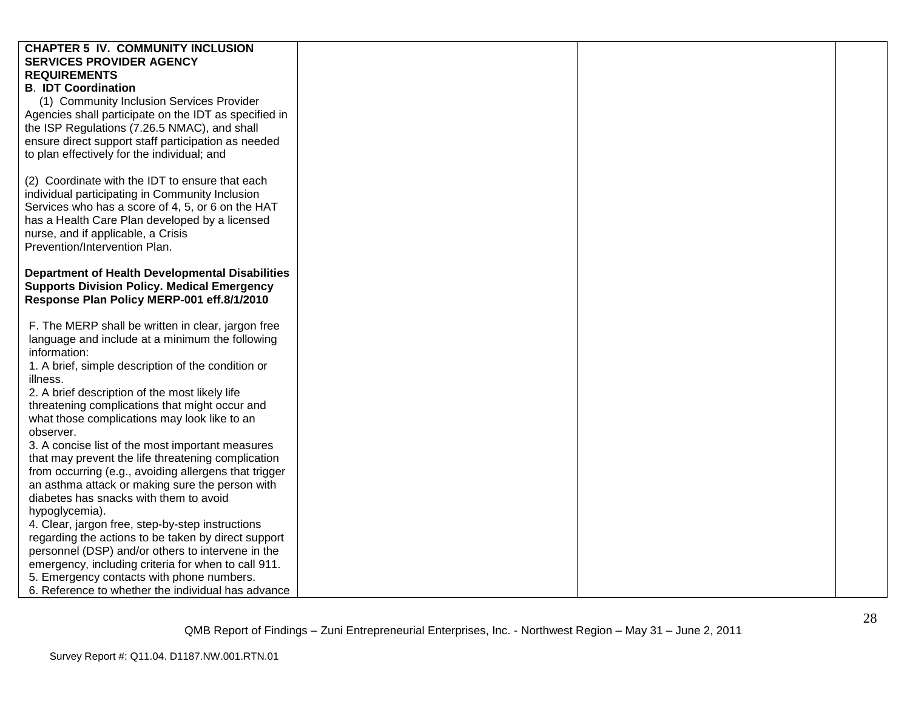| | | | |
|---|---|---|---|
| **CHAPTER 5 IV. COMMUNITY INCLUSION SERVICES PROVIDER AGENCY REQUIREMENTS**<br>**B. IDT Coordination**<br>(1) Community Inclusion Services Provider Agencies shall participate on the IDT as specified in the ISP Regulations (7.26.5 NMAC), and shall ensure direct support staff participation as needed to plan effectively for the individual; and<br><br>(2) Coordinate with the IDT to ensure that each individual participating in Community Inclusion Services who has a score of 4, 5, or 6 on the HAT has a Health Care Plan developed by a licensed nurse, and if applicable, a Crisis Prevention/Intervention Plan.<br><br>**Department of Health Developmental Disabilities Supports Division Policy. Medical Emergency Response Plan Policy MERP-001 eff.8/1/2010**<br><br>F. The MERP shall be written in clear, jargon free language and include at a minimum the following information:<br>1. A brief, simple description of the condition or illness.<br>2. A brief description of the most likely life threatening complications that might occur and what those complications may look like to an observer.<br>3. A concise list of the most important measures that may prevent the life threatening complication from occurring (e.g., avoiding allergens that trigger an asthma attack or making sure the person with diabetes has snacks with them to avoid hypoglycemia).<br>4. Clear, jargon free, step-by-step instructions regarding the actions to be taken by direct support personnel (DSP) and/or others to intervene in the emergency, including criteria for when to call 911.<br>5. Emergency contacts with phone numbers.<br>6. Reference to whether the individual has advance | | | |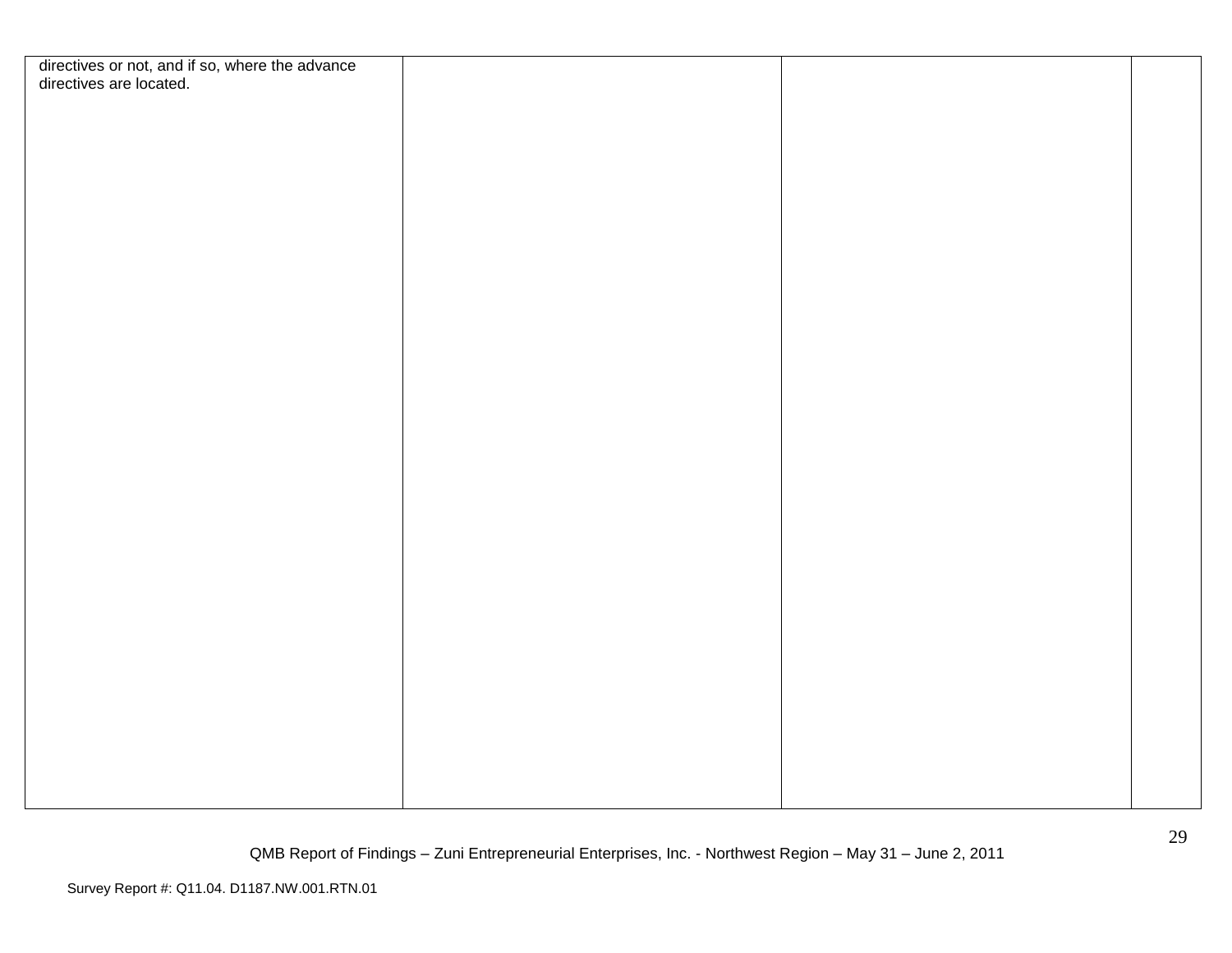| | | | |
|---|---|---|---|
| directives or not, and if so, where the advance directives are located. | | | |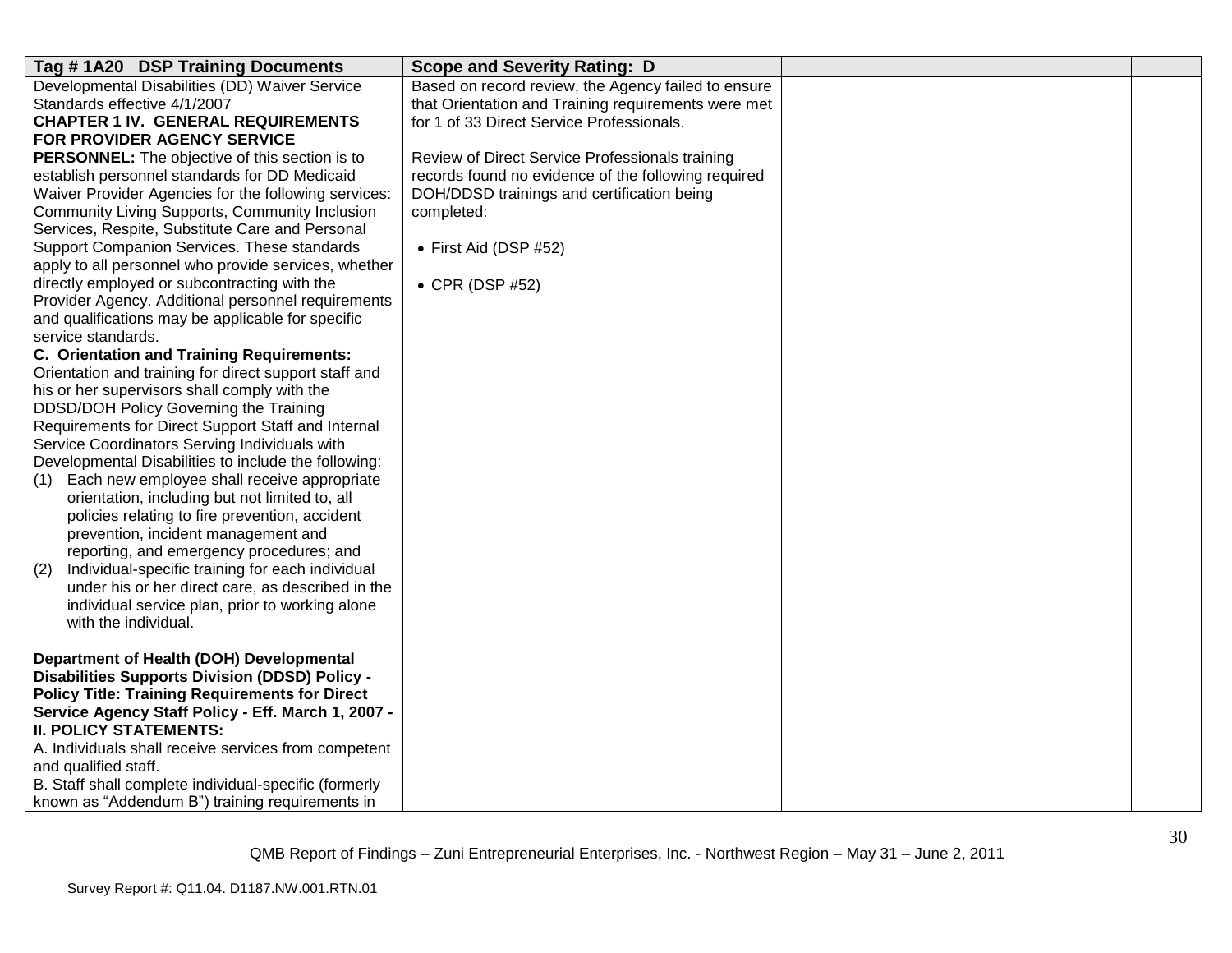| Tag # 1A20 DSP Training Documents | Scope and Severity Rating: D | | |
|---|---|---|---|
| Developmental Disabilities (DD) Waiver Service Standards effective 4/1/2007<br>**CHAPTER 1 IV. GENERAL REQUIREMENTS FOR PROVIDER AGENCY SERVICE PERSONNEL:** The objective of this section is to establish personnel standards for DD Medicaid Waiver Provider Agencies for the following services: Community Living Supports, Community Inclusion Services, Respite, Substitute Care and Personal Support Companion Services. These standards apply to all personnel who provide services, whether directly employed or subcontracting with the Provider Agency. Additional personnel requirements and qualifications may be applicable for specific service standards.<br>**C. Orientation and Training Requirements:** Orientation and training for direct support staff and his or her supervisors shall comply with the DDSD/DOH Policy Governing the Training Requirements for Direct Support Staff and Internal Service Coordinators Serving Individuals with Developmental Disabilities to include the following:<br>(1) Each new employee shall receive appropriate orientation, including but not limited to, all policies relating to fire prevention, accident prevention, incident management and reporting, and emergency procedures; and<br>(2) Individual-specific training for each individual under his or her direct care, as described in the individual service plan, prior to working alone with the individual.<br><br>**Department of Health (DOH) Developmental Disabilities Supports Division (DDSD) Policy - Policy Title: Training Requirements for Direct Service Agency Staff Policy - Eff. March 1, 2007 - II. POLICY STATEMENTS:**<br>A. Individuals shall receive services from competent and qualified staff.<br>B. Staff shall complete individual-specific (formerly known as "Addendum B") training requirements in | Based on record review, the Agency failed to ensure that Orientation and Training requirements were met for 1 of 33 Direct Service Professionals.<br><br>Review of Direct Service Professionals training records found no evidence of the following required DOH/DDSD trainings and certification being completed:<br><br>• First Aid (DSP #52)<br><br>• CPR (DSP #52) | | |

QMB Report of Findings – Zuni Entrepreneurial Enterprises, Inc. - Northwest Region – May 31 – June 2, 2011

Survey Report #: Q11.04. D1187.NW.001.RTN.01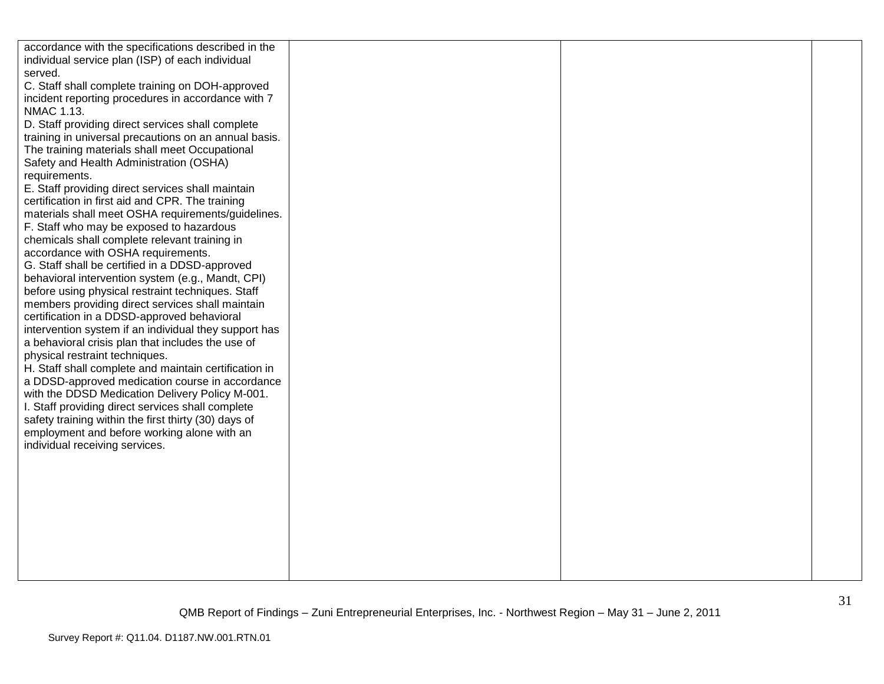| | | | |
|---|---|---|---|
| accordance with the specifications described in the individual service plan (ISP) of each individual served.<br>C. Staff shall complete training on DOH-approved incident reporting procedures in accordance with 7 NMAC 1.13.<br>D. Staff providing direct services shall complete training in universal precautions on an annual basis. The training materials shall meet Occupational Safety and Health Administration (OSHA) requirements.<br>E. Staff providing direct services shall maintain certification in first aid and CPR. The training materials shall meet OSHA requirements/guidelines.<br>F. Staff who may be exposed to hazardous chemicals shall complete relevant training in accordance with OSHA requirements.<br>G. Staff shall be certified in a DDSD-approved behavioral intervention system (e.g., Mandt, CPI) before using physical restraint techniques. Staff members providing direct services shall maintain certification in a DDSD-approved behavioral intervention system if an individual they support has a behavioral crisis plan that includes the use of physical restraint techniques.<br>H. Staff shall complete and maintain certification in a DDSD-approved medication course in accordance with the DDSD Medication Delivery Policy M-001.<br>I. Staff providing direct services shall complete safety training within the first thirty (30) days of employment and before working alone with an individual receiving services. | | | |

QMB Report of Findings – Zuni Entrepreneurial Enterprises, Inc. - Northwest Region – May 31 – June 2, 2011

Survey Report #: Q11.04. D1187.NW.001.RTN.01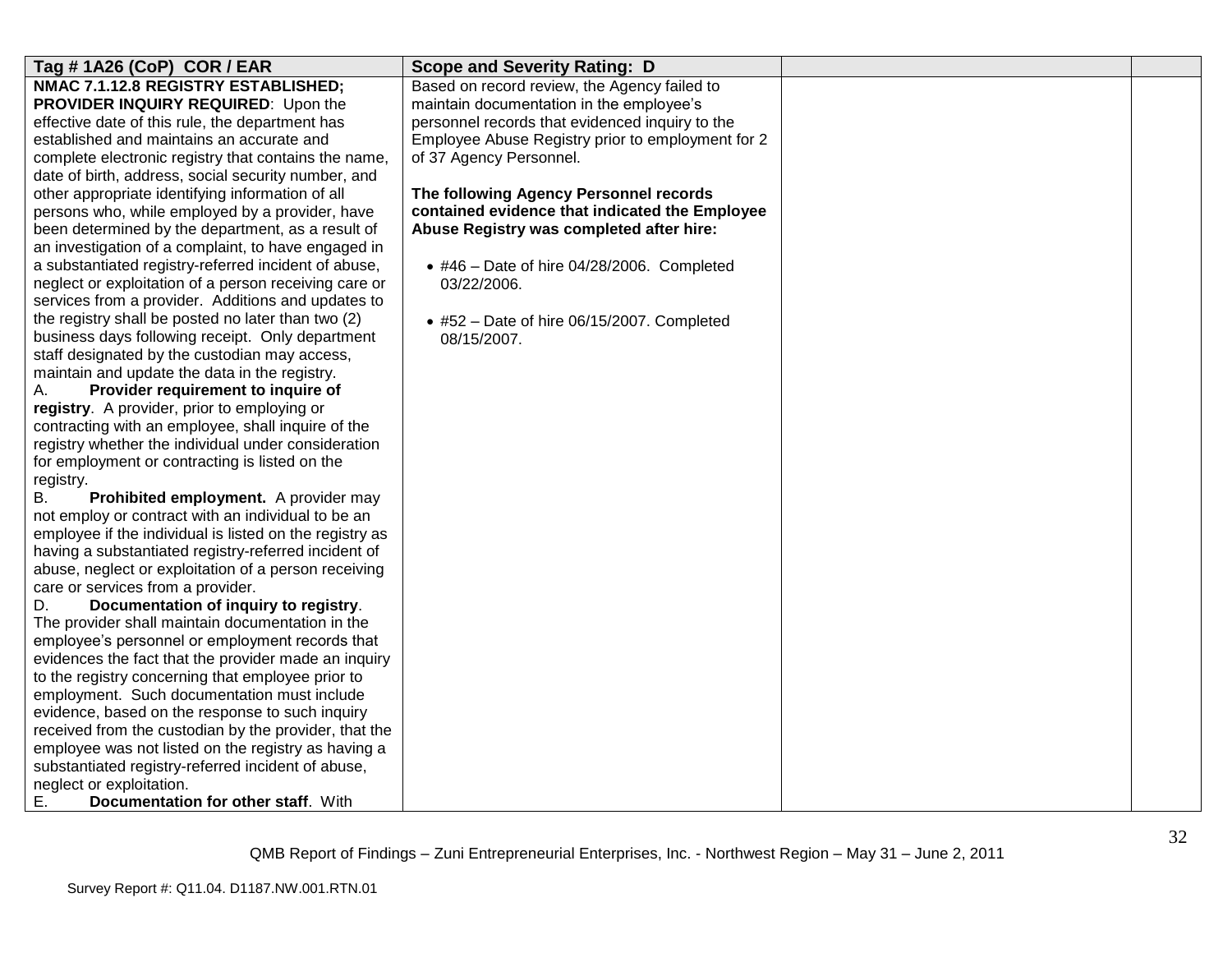| Tag # 1A26 (CoP) COR / EAR | Scope and Severity Rating: D | | |
|---|---|---|---|
| **NMAC 7.1.12.8 REGISTRY ESTABLISHED; PROVIDER INQUIRY REQUIRED**: Upon the effective date of this rule, the department has established and maintains an accurate and complete electronic registry that contains the name, date of birth, address, social security number, and other appropriate identifying information of all persons who, while employed by a provider, have been determined by the department, as a result of an investigation of a complaint, to have engaged in a substantiated registry-referred incident of abuse, neglect or exploitation of a person receiving care or services from a provider. Additions and updates to the registry shall be posted no later than two (2) business days following receipt. Only department staff designated by the custodian may access, maintain and update the data in the registry.<br>A. **Provider requirement to inquire of registry**. A provider, prior to employing or contracting with an employee, shall inquire of the registry whether the individual under consideration for employment or contracting is listed on the registry.<br>B. **Prohibited employment.** A provider may not employ or contract with an individual to be an employee if the individual is listed on the registry as having a substantiated registry-referred incident of abuse, neglect or exploitation of a person receiving care or services from a provider.<br>D. **Documentation of inquiry to registry**. The provider shall maintain documentation in the employee's personnel or employment records that evidences the fact that the provider made an inquiry to the registry concerning that employee prior to employment. Such documentation must include evidence, based on the response to such inquiry received from the custodian by the provider, that the employee was not listed on the registry as having a substantiated registry-referred incident of abuse, neglect or exploitation.<br>E. **Documentation for other staff**. With | Based on record review, the Agency failed to maintain documentation in the employee's personnel records that evidenced inquiry to the Employee Abuse Registry prior to employment for 2 of 37 Agency Personnel.<br><br>**The following Agency Personnel records contained evidence that indicated the Employee Abuse Registry was completed after hire:**<br><br>• #46 – Date of hire 04/28/2006. Completed 03/22/2006.<br><br>• #52 – Date of hire 06/15/2007. Completed 08/15/2007. | | |

QMB Report of Findings – Zuni Entrepreneurial Enterprises, Inc. - Northwest Region – May 31 – June 2, 2011

Survey Report #: Q11.04. D1187.NW.001.RTN.01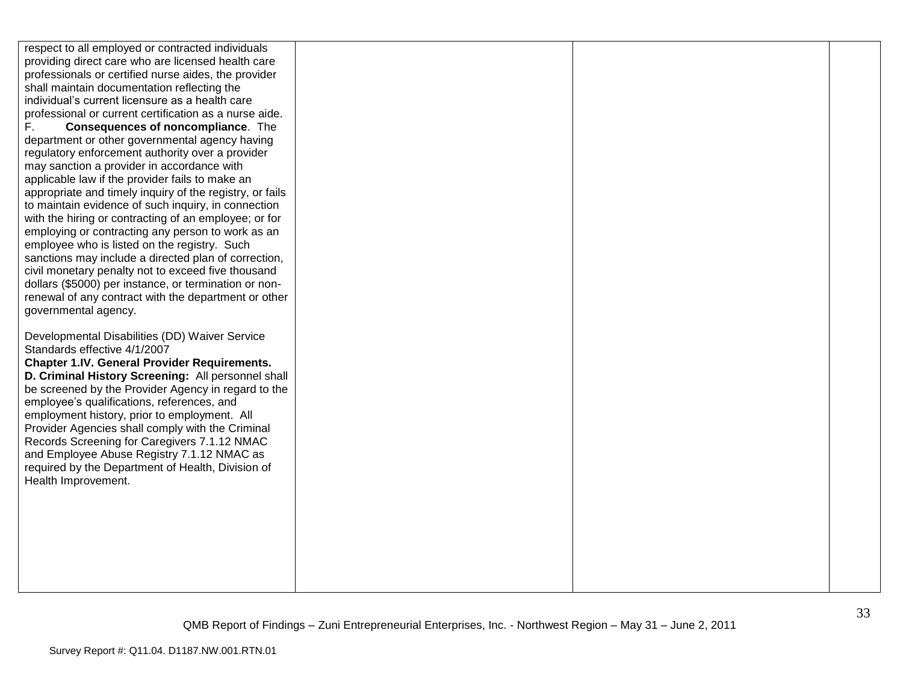| | | | |
|---|---|---|---|
| respect to all employed or contracted individuals providing direct care who are licensed health care professionals or certified nurse aides, the provider shall maintain documentation reflecting the individual's current licensure as a health care professional or current certification as a nurse aide.<br>F. **Consequences of noncompliance**. The department or other governmental agency having regulatory enforcement authority over a provider may sanction a provider in accordance with applicable law if the provider fails to make an appropriate and timely inquiry of the registry, or fails to maintain evidence of such inquiry, in connection with the hiring or contracting of an employee; or for employing or contracting any person to work as an employee who is listed on the registry. Such sanctions may include a directed plan of correction, civil monetary penalty not to exceed five thousand dollars ($5000) per instance, or termination or non-renewal of any contract with the department or other governmental agency.<br><br>Developmental Disabilities (DD) Waiver Service Standards effective 4/1/2007<br>**Chapter 1.IV. General Provider Requirements.**<br>**D. Criminal History Screening:** All personnel shall be screened by the Provider Agency in regard to the employee's qualifications, references, and employment history, prior to employment. All Provider Agencies shall comply with the Criminal Records Screening for Caregivers 7.1.12 NMAC and Employee Abuse Registry 7.1.12 NMAC as required by the Department of Health, Division of Health Improvement. | | | |

QMB Report of Findings – Zuni Entrepreneurial Enterprises, Inc. - Northwest Region – May 31 – June 2, 2011

Survey Report #: Q11.04. D1187.NW.001.RTN.01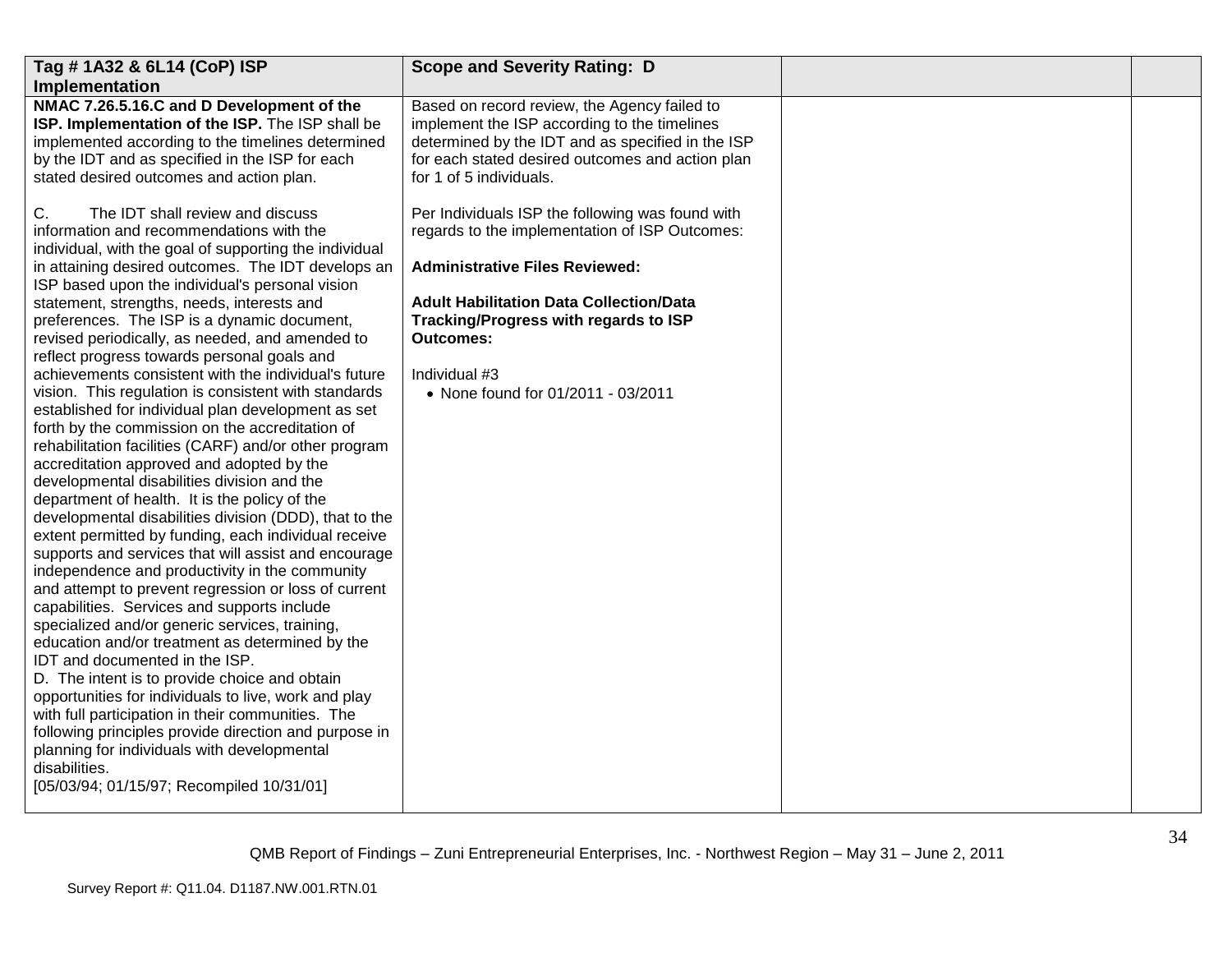| Tag # 1A32 & 6L14 (CoP) ISP Implementation | Scope and Severity Rating: D | | |
|---|---|---|---|
| **NMAC 7.26.5.16.C and D Development of the ISP. Implementation of the ISP.** The ISP shall be implemented according to the timelines determined by the IDT and as specified in the ISP for each stated desired outcomes and action plan.<br><br>C. The IDT shall review and discuss information and recommendations with the individual, with the goal of supporting the individual in attaining desired outcomes. The IDT develops an ISP based upon the individual's personal vision statement, strengths, needs, interests and preferences. The ISP is a dynamic document, revised periodically, as needed, and amended to reflect progress towards personal goals and achievements consistent with the individual's future vision. This regulation is consistent with standards established for individual plan development as set forth by the commission on the accreditation of rehabilitation facilities (CARF) and/or other program accreditation approved and adopted by the developmental disabilities division and the department of health. It is the policy of the developmental disabilities division (DDD), that to the extent permitted by funding, each individual receive supports and services that will assist and encourage independence and productivity in the community and attempt to prevent regression or loss of current capabilities. Services and supports include specialized and/or generic services, training, education and/or treatment as determined by the IDT and documented in the ISP.<br>D. The intent is to provide choice and obtain opportunities for individuals to live, work and play with full participation in their communities. The following principles provide direction and purpose in planning for individuals with developmental disabilities.<br>[05/03/94; 01/15/97; Recompiled 10/31/01] | Based on record review, the Agency failed to implement the ISP according to the timelines determined by the IDT and as specified in the ISP for each stated desired outcomes and action plan for 1 of 5 individuals.<br><br>Per Individuals ISP the following was found with regards to the implementation of ISP Outcomes:<br><br>**Administrative Files Reviewed:**<br><br>**Adult Habilitation Data Collection/Data Tracking/Progress with regards to ISP Outcomes:**<br><br>Individual #3<br>• None found for 01/2011 - 03/2011 | | |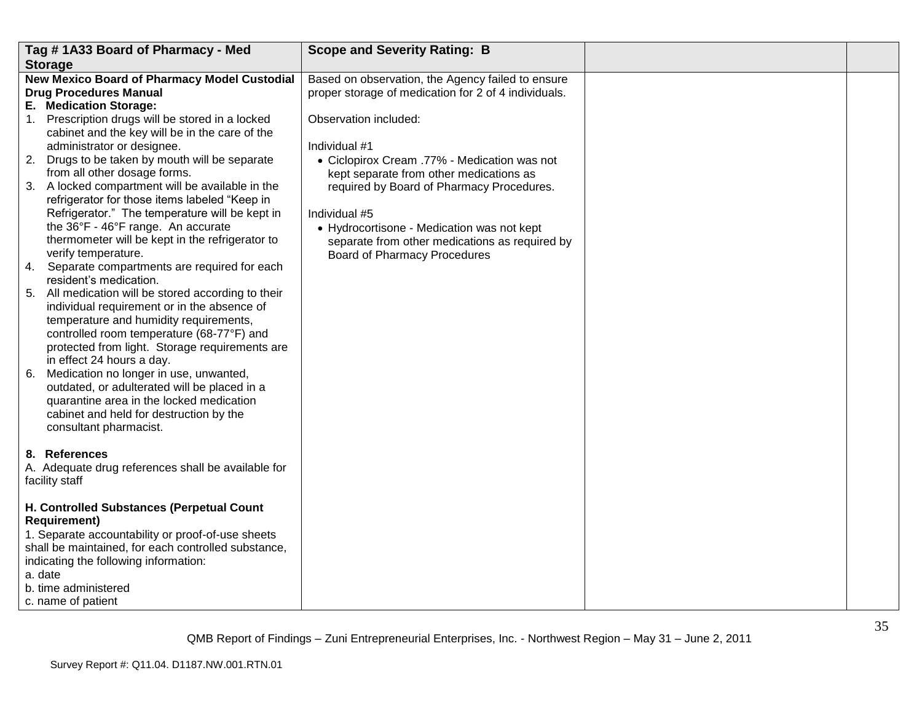| Tag # 1A33 Board of Pharmacy - Med Storage | Scope and Severity Rating: B | | |
|---|---|---|---|
| **New Mexico Board of Pharmacy Model Custodial Drug Procedures Manual**<br>**E. Medication Storage:**<br>1. Prescription drugs will be stored in a locked cabinet and the key will be in the care of the administrator or designee.<br>2. Drugs to be taken by mouth will be separate from all other dosage forms.<br>3. A locked compartment will be available in the refrigerator for those items labeled "Keep in Refrigerator." The temperature will be kept in the 36°F - 46°F range. An accurate thermometer will be kept in the refrigerator to verify temperature.<br>4. Separate compartments are required for each resident's medication.<br>5. All medication will be stored according to their individual requirement or in the absence of temperature and humidity requirements, controlled room temperature (68-77°F) and protected from light. Storage requirements are in effect 24 hours a day.<br>6. Medication no longer in use, unwanted, outdated, or adulterated will be placed in a quarantine area in the locked medication cabinet and held for destruction by the consultant pharmacist.<br><br>**8. References**<br>A. Adequate drug references shall be available for facility staff<br><br>**H. Controlled Substances (Perpetual Count Requirement)**<br>1. Separate accountability or proof-of-use sheets shall be maintained, for each controlled substance, indicating the following information:<br>a. date<br>b. time administered<br>c. name of patient | Based on observation, the Agency failed to ensure proper storage of medication for 2 of 4 individuals.<br><br>Observation included:<br><br>Individual #1<br>• Ciclopirox Cream .77% - Medication was not kept separate from other medications as required by Board of Pharmacy Procedures.<br><br>Individual #5<br>• Hydrocortisone - Medication was not kept separate from other medications as required by Board of Pharmacy Procedures | | |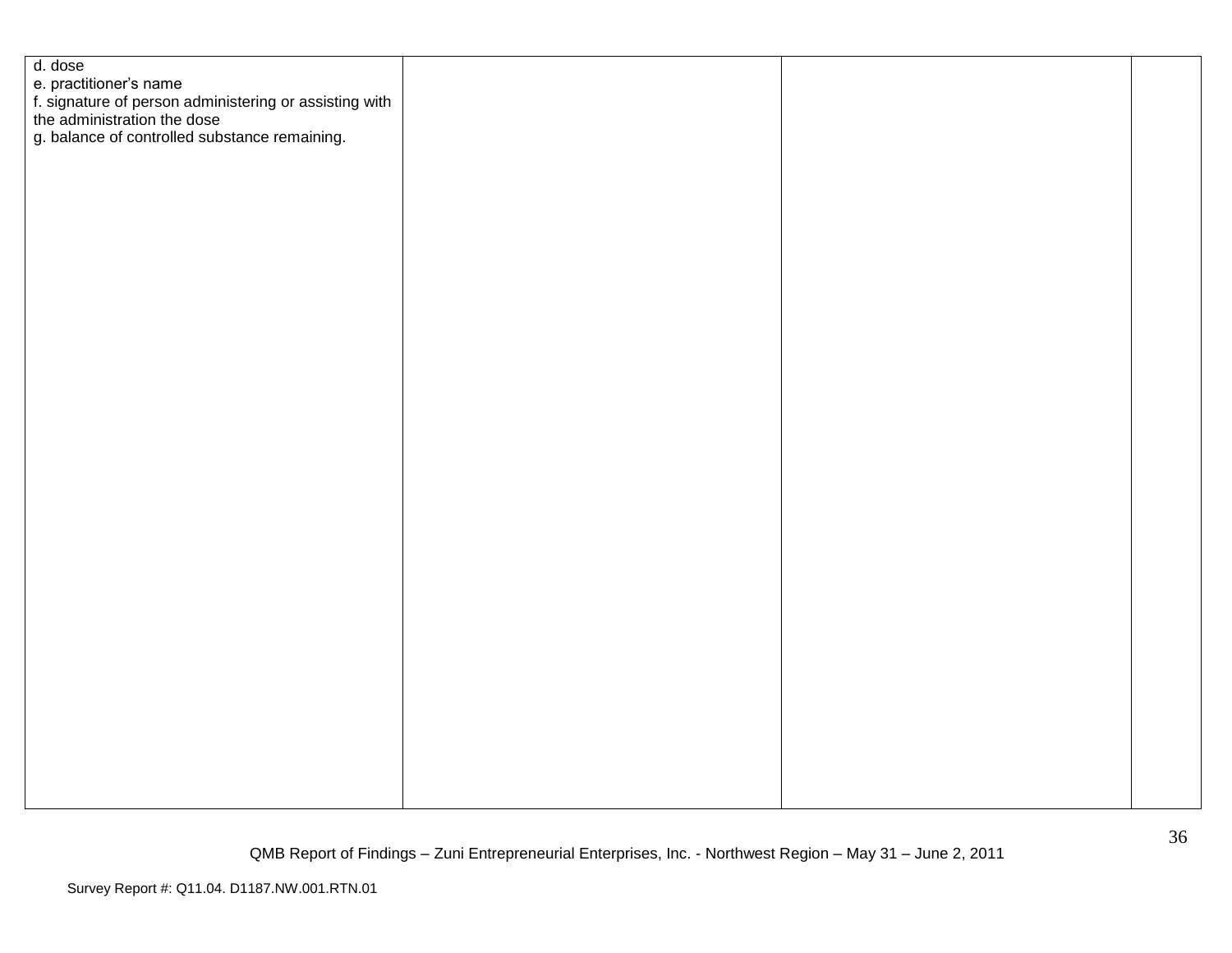| | | | |
|---|---|---|---|
| d. dose<br>e. practitioner's name<br>f. signature of person administering or assisting with the administration the dose<br>g. balance of controlled substance remaining. | | | |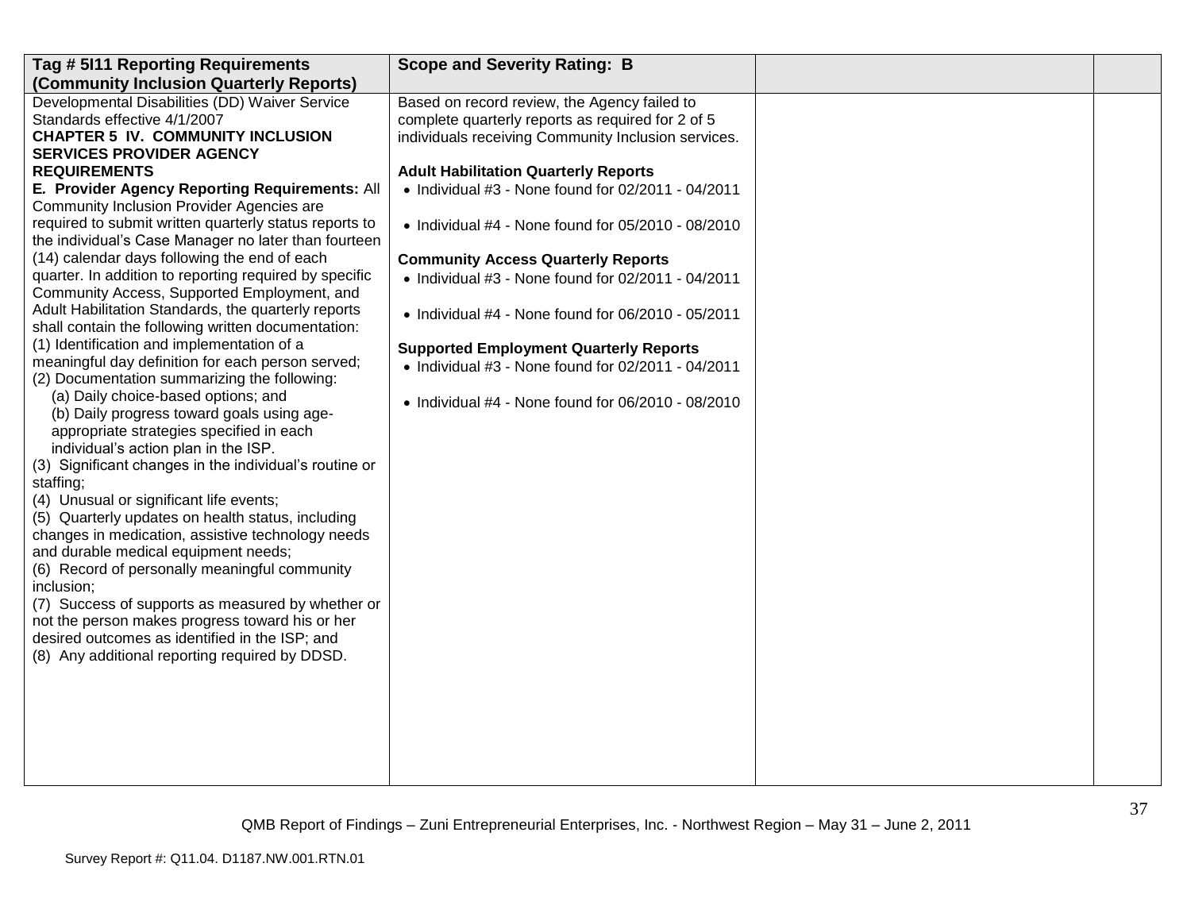| Tag # 5I11 Reporting Requirements (Community Inclusion Quarterly Reports) | Scope and Severity Rating: B | | |
|---|---|---|---|
| Developmental Disabilities (DD) Waiver Service Standards effective 4/1/2007<br>**CHAPTER 5 IV. COMMUNITY INCLUSION SERVICES PROVIDER AGENCY REQUIREMENTS**<br>**E. Provider Agency Reporting Requirements:** All Community Inclusion Provider Agencies are required to submit written quarterly status reports to the individual's Case Manager no later than fourteen (14) calendar days following the end of each quarter. In addition to reporting required by specific Community Access, Supported Employment, and Adult Habilitation Standards, the quarterly reports shall contain the following written documentation:<br>(1) Identification and implementation of a meaningful day definition for each person served;<br>(2) Documentation summarizing the following:<br>(a) Daily choice-based options; and<br>(b) Daily progress toward goals using age-appropriate strategies specified in each individual's action plan in the ISP.<br>(3) Significant changes in the individual's routine or staffing;<br>(4) Unusual or significant life events;<br>(5) Quarterly updates on health status, including changes in medication, assistive technology needs and durable medical equipment needs;<br>(6) Record of personally meaningful community inclusion;<br>(7) Success of supports as measured by whether or not the person makes progress toward his or her desired outcomes as identified in the ISP; and<br>(8) Any additional reporting required by DDSD. | Based on record review, the Agency failed to complete quarterly reports as required for 2 of 5 individuals receiving Community Inclusion services.<br><br>**Adult Habilitation Quarterly Reports**<br>• Individual #3 - None found for 02/2011 - 04/2011<br>• Individual #4 - None found for 05/2010 - 08/2010<br><br>**Community Access Quarterly Reports**<br>• Individual #3 - None found for 02/2011 - 04/2011<br>• Individual #4 - None found for 06/2010 - 05/2011<br><br>**Supported Employment Quarterly Reports**<br>• Individual #3 - None found for 02/2011 - 04/2011<br>• Individual #4 - None found for 06/2010 - 08/2010 | | |

QMB Report of Findings – Zuni Entrepreneurial Enterprises, Inc. - Northwest Region – May 31 – June 2, 2011

Survey Report #: Q11.04. D1187.NW.001.RTN.01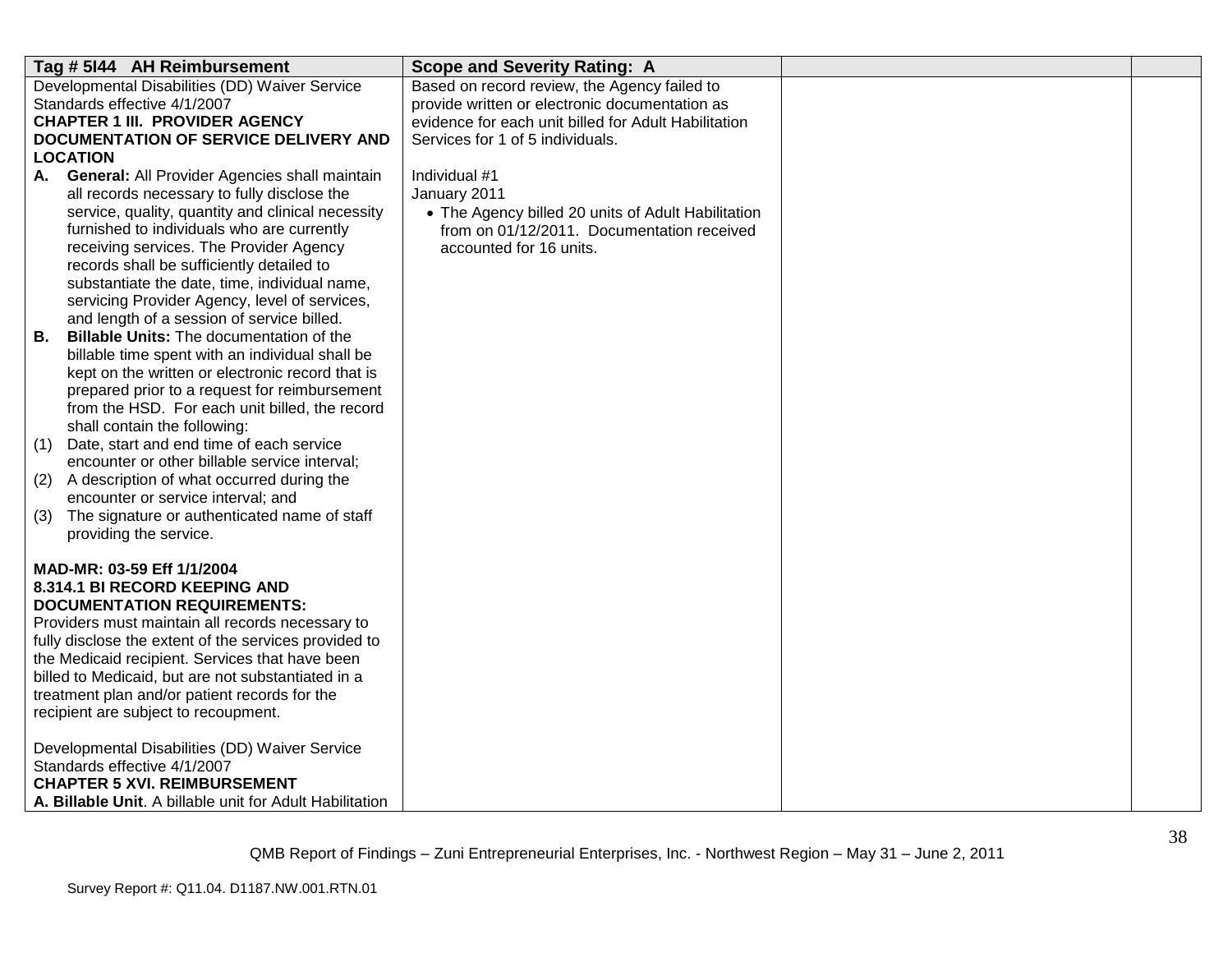| Tag # 5I44 AH Reimbursement | Scope and Severity Rating: A | | |
|---|---|---|---|
| Developmental Disabilities (DD) Waiver Service Standards effective 4/1/2007<br>**CHAPTER 1 III. PROVIDER AGENCY DOCUMENTATION OF SERVICE DELIVERY AND LOCATION**<br>**A. General:** All Provider Agencies shall maintain all records necessary to fully disclose the service, quality, quantity and clinical necessity furnished to individuals who are currently receiving services. The Provider Agency records shall be sufficiently detailed to substantiate the date, time, individual name, servicing Provider Agency, level of services, and length of a session of service billed.<br>**B. Billable Units:** The documentation of the billable time spent with an individual shall be kept on the written or electronic record that is prepared prior to a request for reimbursement from the HSD. For each unit billed, the record shall contain the following:<br>(1) Date, start and end time of each service encounter or other billable service interval;<br>(2) A description of what occurred during the encounter or service interval; and<br>(3) The signature or authenticated name of staff providing the service.<br><br>**MAD-MR: 03-59 Eff 1/1/2004**<br>**8.314.1 BI RECORD KEEPING AND DOCUMENTATION REQUIREMENTS:**<br>Providers must maintain all records necessary to fully disclose the extent of the services provided to the Medicaid recipient. Services that have been billed to Medicaid, but are not substantiated in a treatment plan and/or patient records for the recipient are subject to recoupment.<br><br>Developmental Disabilities (DD) Waiver Service Standards effective 4/1/2007<br>**CHAPTER 5 XVI. REIMBURSEMENT**<br>**A. Billable Unit**. A billable unit for Adult Habilitation | Based on record review, the Agency failed to provide written or electronic documentation as evidence for each unit billed for Adult Habilitation Services for 1 of 5 individuals.<br><br>Individual #1<br>January 2011<br>• The Agency billed 20 units of Adult Habilitation from on 01/12/2011. Documentation received accounted for 16 units. | | |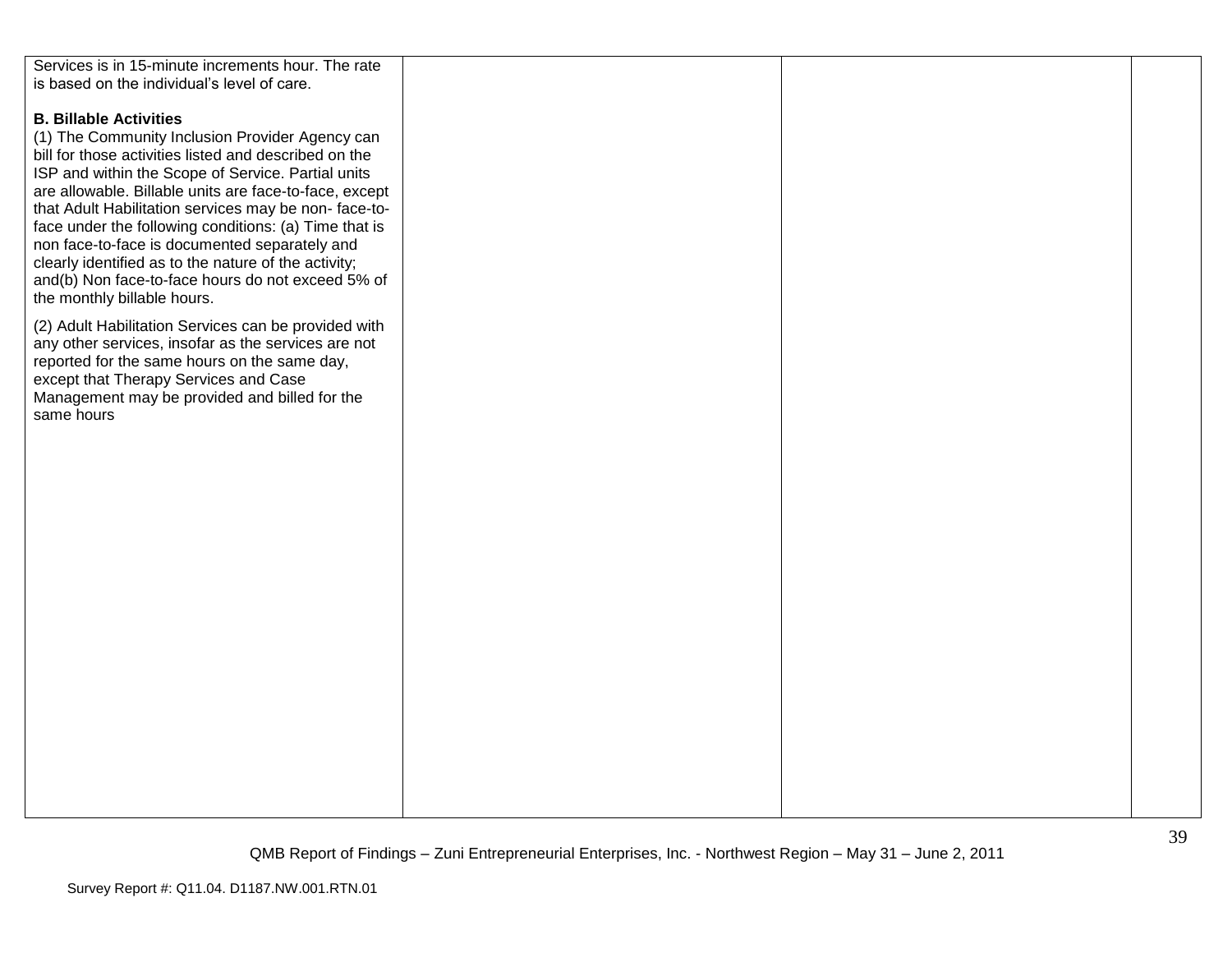| | | | |
|---|---|---|---|
| Services is in 15-minute increments hour. The rate is based on the individual's level of care.<br><br>**B. Billable Activities**<br>(1) The Community Inclusion Provider Agency can bill for those activities listed and described on the ISP and within the Scope of Service. Partial units are allowable. Billable units are face-to-face, except that Adult Habilitation services may be non- face-to-face under the following conditions: (a) Time that is non face-to-face is documented separately and clearly identified as to the nature of the activity; and(b) Non face-to-face hours do not exceed 5% of the monthly billable hours.<br><br>(2) Adult Habilitation Services can be provided with any other services, insofar as the services are not reported for the same hours on the same day, except that Therapy Services and Case Management may be provided and billed for the same hours | | | |

QMB Report of Findings – Zuni Entrepreneurial Enterprises, Inc. - Northwest Region – May 31 – June 2, 2011

Survey Report #: Q11.04. D1187.NW.001.RTN.01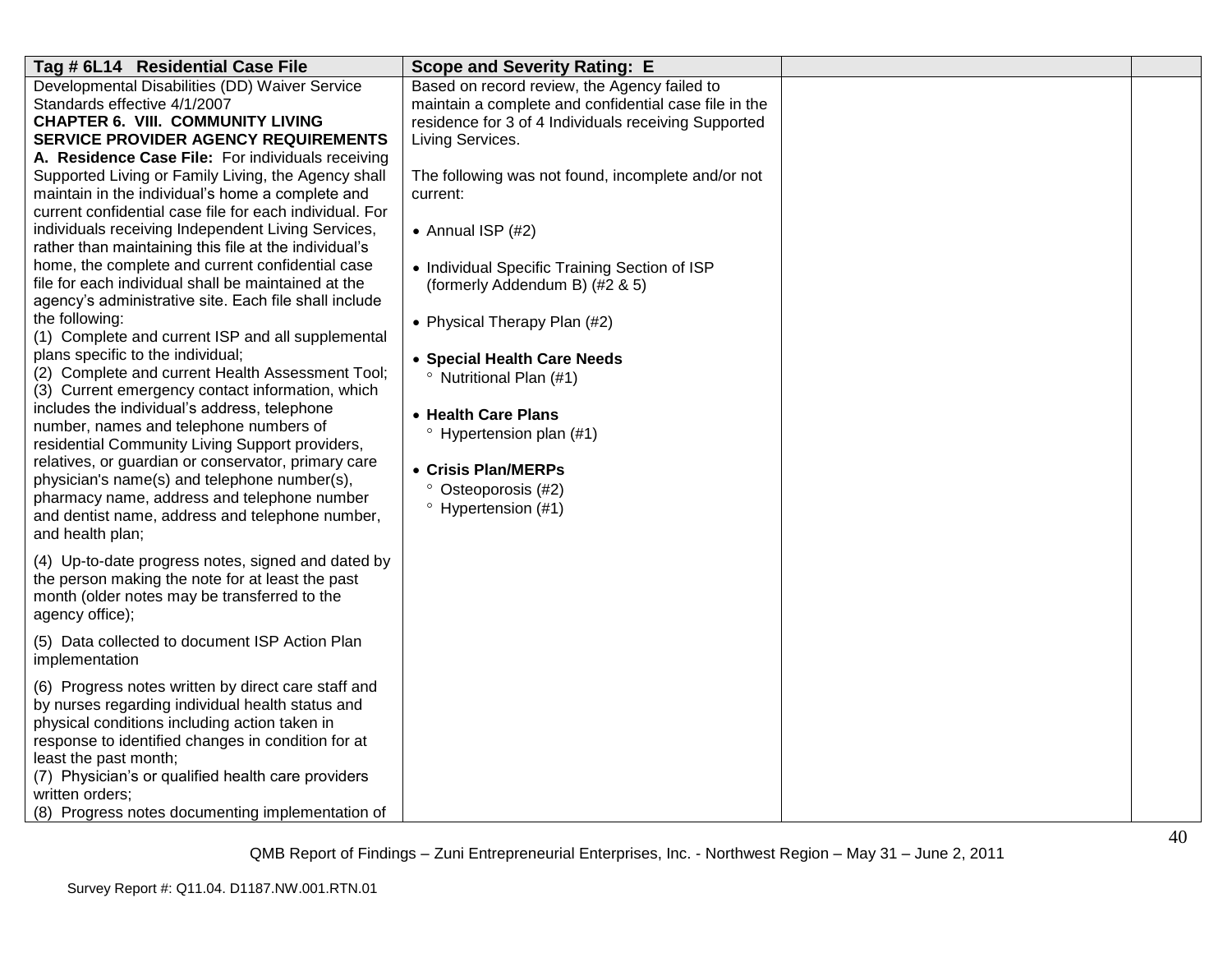| Tag # 6L14 Residential Case File | Scope and Severity Rating: E | | |
|---|---|---|---|
| Developmental Disabilities (DD) Waiver Service Standards effective 4/1/2007<br>**CHAPTER 6. VIII. COMMUNITY LIVING SERVICE PROVIDER AGENCY REQUIREMENTS**<br>**A. Residence Case File:** For individuals receiving Supported Living or Family Living, the Agency shall maintain in the individual's home a complete and current confidential case file for each individual. For individuals receiving Independent Living Services, rather than maintaining this file at the individual's home, the complete and current confidential case file for each individual shall be maintained at the agency's administrative site. Each file shall include the following:<br>(1) Complete and current ISP and all supplemental plans specific to the individual;<br>(2) Complete and current Health Assessment Tool;<br>(3) Current emergency contact information, which includes the individual's address, telephone number, names and telephone numbers of residential Community Living Support providers, relatives, or guardian or conservator, primary care physician's name(s) and telephone number(s), pharmacy name, address and telephone number and dentist name, address and telephone number, and health plan;<br><br>(4) Up-to-date progress notes, signed and dated by the person making the note for at least the past month (older notes may be transferred to the agency office);<br><br>(5) Data collected to document ISP Action Plan implementation<br><br>(6) Progress notes written by direct care staff and by nurses regarding individual health status and physical conditions including action taken in response to identified changes in condition for at least the past month;<br>(7) Physician's or qualified health care providers written orders;<br>(8) Progress notes documenting implementation of | Based on record review, the Agency failed to maintain a complete and confidential case file in the residence for 3 of 4 Individuals receiving Supported Living Services.<br><br>The following was not found, incomplete and/or not current:<br><br>• Annual ISP (#2)<br><br>• Individual Specific Training Section of ISP (formerly Addendum B) (#2 & 5)<br><br>• Physical Therapy Plan (#2)<br><br>• **Special Health Care Needs**<br>° Nutritional Plan (#1)<br><br>• **Health Care Plans**<br>° Hypertension plan (#1)<br><br>• **Crisis Plan/MERPs**<br>° Osteoporosis (#2)<br>° Hypertension (#1) | | |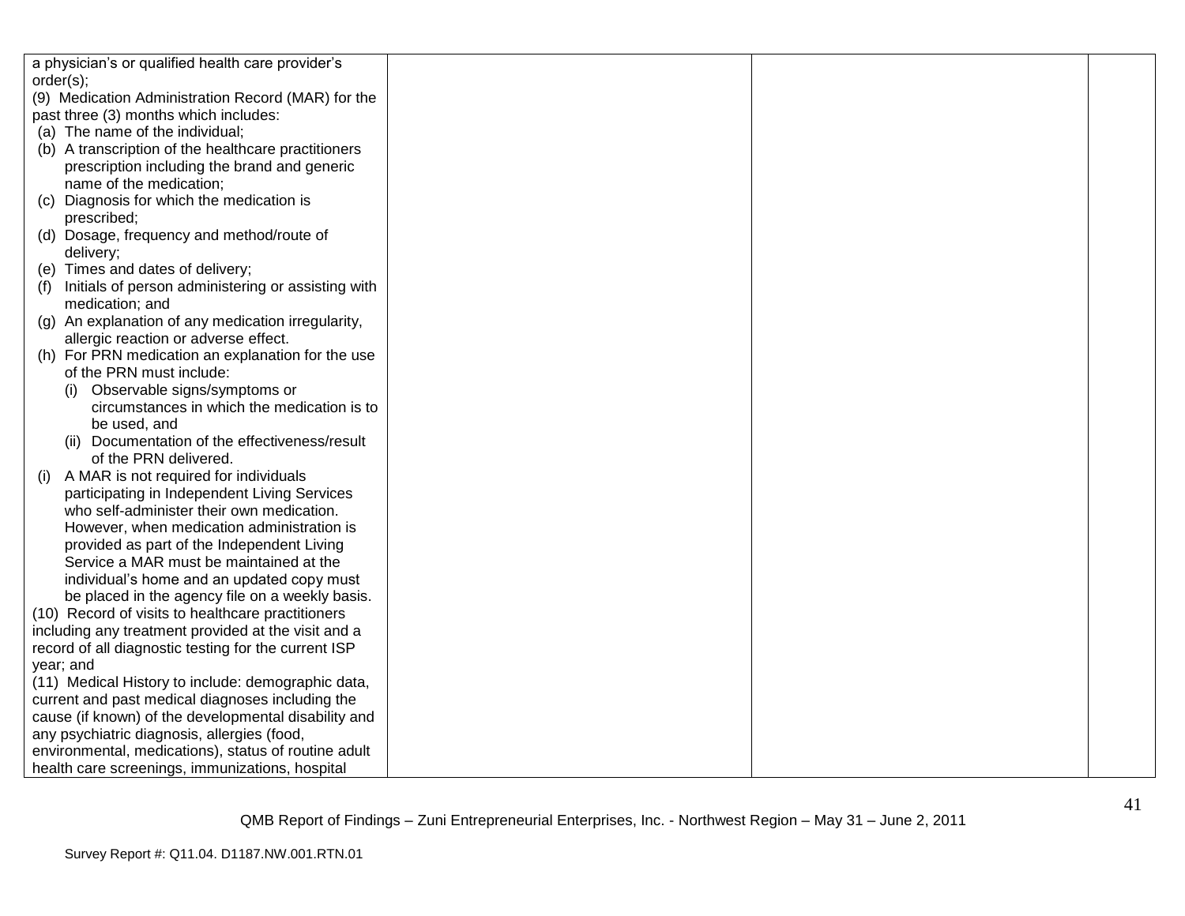| | | | |
|---|---|---|---|
| a physician's or qualified health care provider's order(s);<br>(9) Medication Administration Record (MAR) for the past three (3) months which includes:<br>(a) The name of the individual;<br>(b) A transcription of the healthcare practitioners prescription including the brand and generic name of the medication;<br>(c) Diagnosis for which the medication is prescribed;<br>(d) Dosage, frequency and method/route of delivery;<br>(e) Times and dates of delivery;<br>(f) Initials of person administering or assisting with medication; and<br>(g) An explanation of any medication irregularity, allergic reaction or adverse effect.<br>(h) For PRN medication an explanation for the use of the PRN must include:<br>(i) Observable signs/symptoms or circumstances in which the medication is to be used, and<br>(ii) Documentation of the effectiveness/result of the PRN delivered.<br>(i) A MAR is not required for individuals participating in Independent Living Services who self-administer their own medication. However, when medication administration is provided as part of the Independent Living Service a MAR must be maintained at the individual's home and an updated copy must be placed in the agency file on a weekly basis.<br>(10) Record of visits to healthcare practitioners including any treatment provided at the visit and a record of all diagnostic testing for the current ISP year; and<br>(11) Medical History to include: demographic data, current and past medical diagnoses including the cause (if known) of the developmental disability and any psychiatric diagnosis, allergies (food, environmental, medications), status of routine adult health care screenings, immunizations, hospital | | | |

QMB Report of Findings – Zuni Entrepreneurial Enterprises, Inc. - Northwest Region – May 31 – June 2, 2011

Survey Report #: Q11.04. D1187.NW.001.RTN.01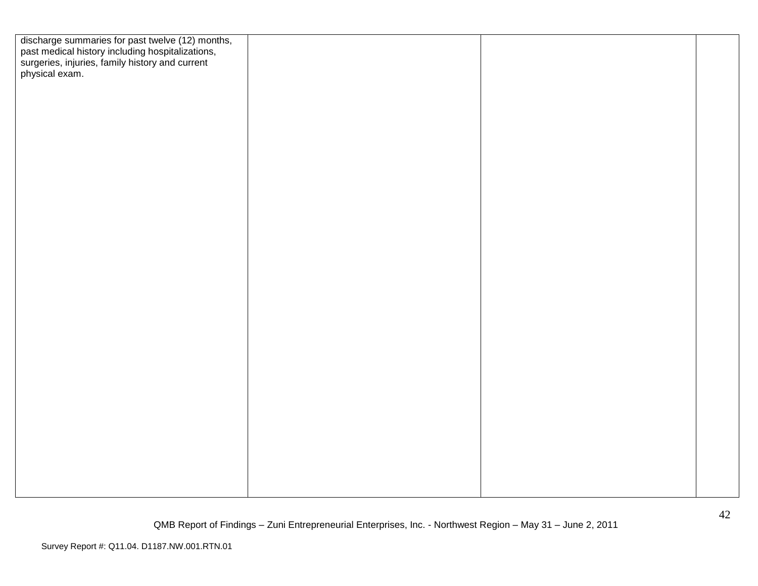| | | | |
|---|---|---|---|
| discharge summaries for past twelve (12) months, past medical history including hospitalizations, surgeries, injuries, family history and current physical exam. | | | |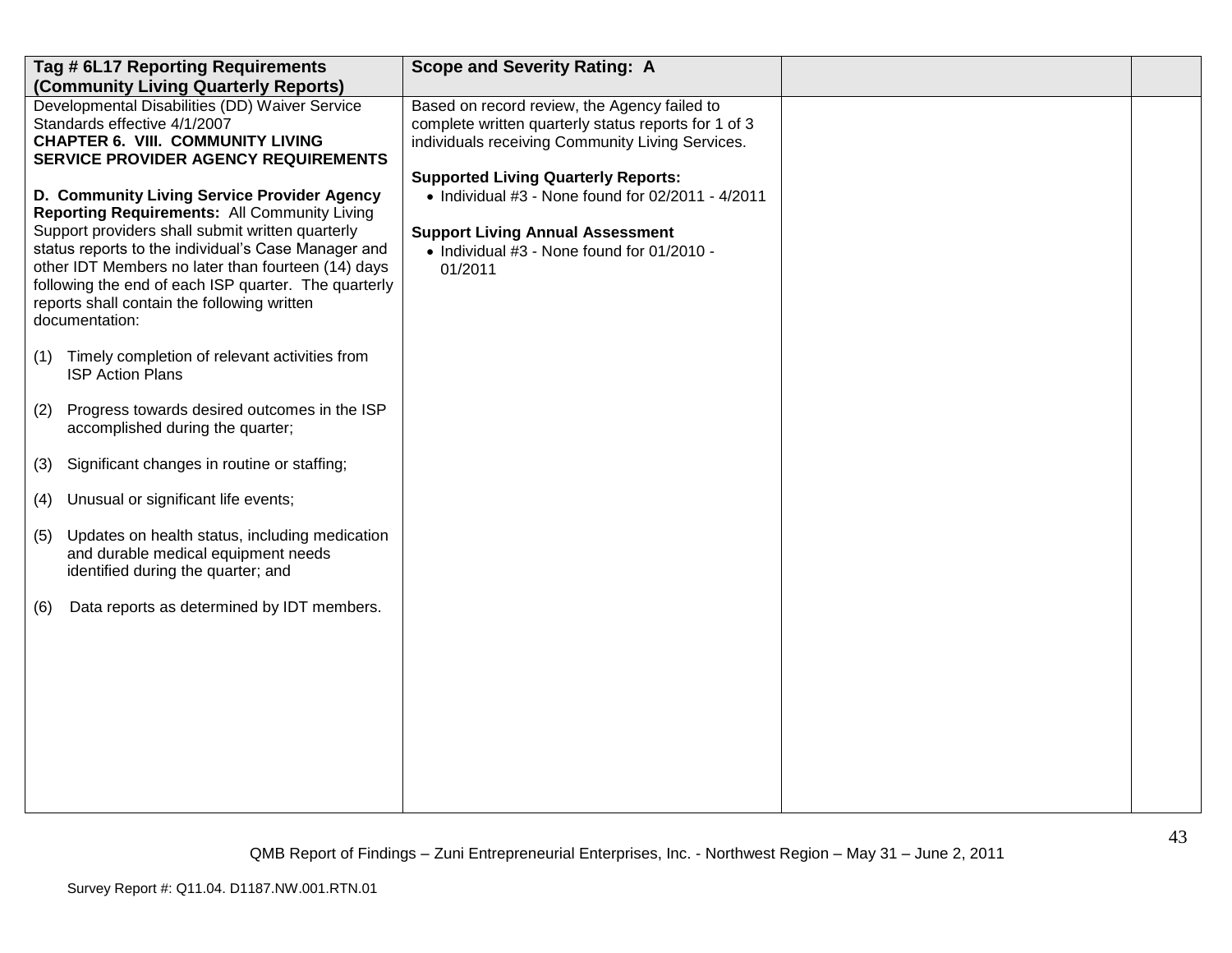| Tag # 6L17 Reporting Requirements (Community Living Quarterly Reports) | Scope and Severity Rating: A | | |
|---|---|---|---|
| Developmental Disabilities (DD) Waiver Service Standards effective 4/1/2007<br>**CHAPTER 6. VIII. COMMUNITY LIVING SERVICE PROVIDER AGENCY REQUIREMENTS**<br><br>**D. Community Living Service Provider Agency Reporting Requirements:** All Community Living Support providers shall submit written quarterly status reports to the individual's Case Manager and other IDT Members no later than fourteen (14) days following the end of each ISP quarter. The quarterly reports shall contain the following written documentation:<br><br>(1) Timely completion of relevant activities from ISP Action Plans<br><br>(2) Progress towards desired outcomes in the ISP accomplished during the quarter;<br><br>(3) Significant changes in routine or staffing;<br><br>(4) Unusual or significant life events;<br><br>(5) Updates on health status, including medication and durable medical equipment needs identified during the quarter; and<br><br>(6) Data reports as determined by IDT members. | Based on record review, the Agency failed to complete written quarterly status reports for 1 of 3 individuals receiving Community Living Services.<br><br>**Supported Living Quarterly Reports:**<br>• Individual #3 - None found for 02/2011 - 4/2011<br><br>**Support Living Annual Assessment**<br>• Individual #3 - None found for 01/2010 - 01/2011 | | |

QMB Report of Findings – Zuni Entrepreneurial Enterprises, Inc. - Northwest Region – May 31 – June 2, 2011

Survey Report #: Q11.04. D1187.NW.001.RTN.01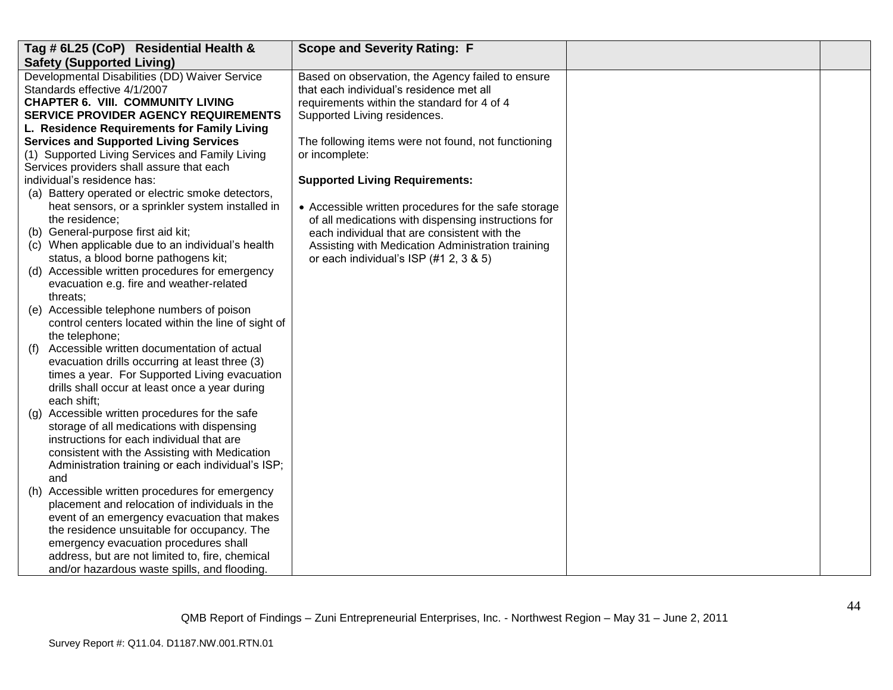| Tag # 6L25 (CoP) Residential Health & Safety (Supported Living) | Scope and Severity Rating: F | | |
|---|---|---|---|
| Developmental Disabilities (DD) Waiver Service Standards effective 4/1/2007<br>**CHAPTER 6. VIII. COMMUNITY LIVING SERVICE PROVIDER AGENCY REQUIREMENTS**<br>**L. Residence Requirements for Family Living Services and Supported Living Services**<br>(1) Supported Living Services and Family Living Services providers shall assure that each individual's residence has:<br>(a) Battery operated or electric smoke detectors, heat sensors, or a sprinkler system installed in the residence;<br>(b) General-purpose first aid kit;<br>(c) When applicable due to an individual's health status, a blood borne pathogens kit;<br>(d) Accessible written procedures for emergency evacuation e.g. fire and weather-related threats;<br>(e) Accessible telephone numbers of poison control centers located within the line of sight of the telephone;<br>(f) Accessible written documentation of actual evacuation drills occurring at least three (3) times a year. For Supported Living evacuation drills shall occur at least once a year during each shift;<br>(g) Accessible written procedures for the safe storage of all medications with dispensing instructions for each individual that are consistent with the Assisting with Medication Administration training or each individual's ISP; and<br>(h) Accessible written procedures for emergency placement and relocation of individuals in the event of an emergency evacuation that makes the residence unsuitable for occupancy. The emergency evacuation procedures shall address, but are not limited to, fire, chemical and/or hazardous waste spills, and flooding. | Based on observation, the Agency failed to ensure that each individual's residence met all requirements within the standard for 4 of 4 Supported Living residences.<br><br>The following items were not found, not functioning or incomplete:<br><br>**Supported Living Requirements:**<br><br>• Accessible written procedures for the safe storage of all medications with dispensing instructions for each individual that are consistent with the Assisting with Medication Administration training or each individual's ISP (#1 2, 3 & 5) | | |

QMB Report of Findings – Zuni Entrepreneurial Enterprises, Inc. - Northwest Region – May 31 – June 2, 2011

Survey Report #: Q11.04. D1187.NW.001.RTN.01